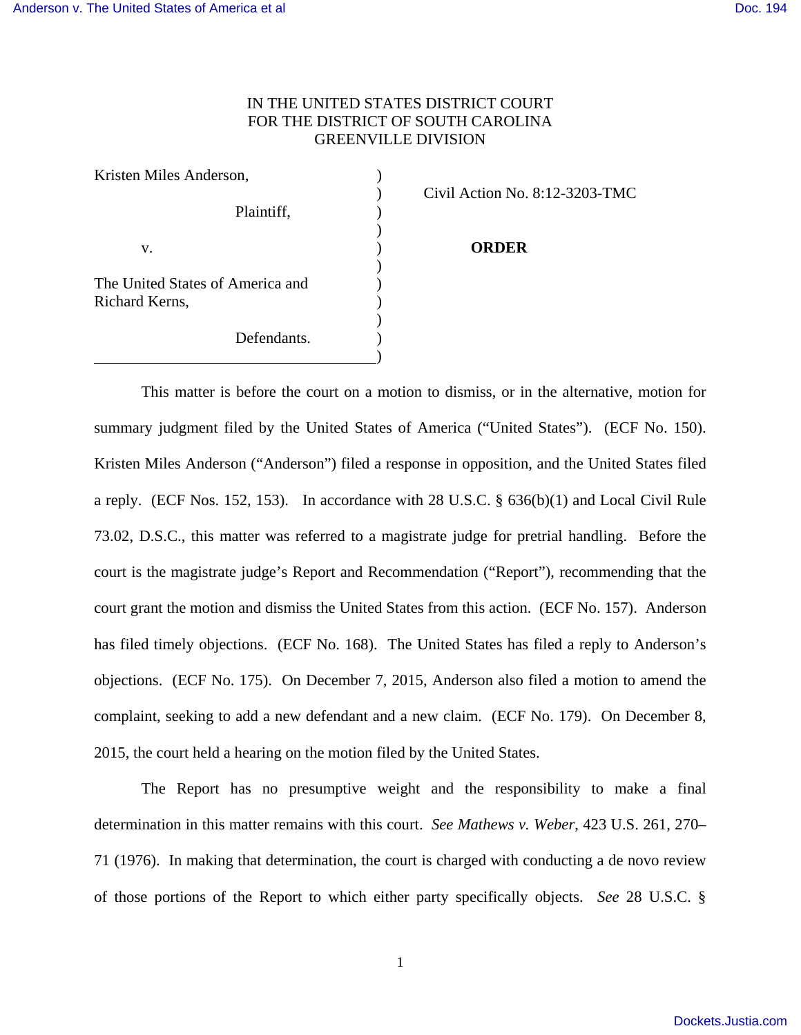IN THE UNITED STATES DISTRICT COURT
FOR THE DISTRICT OF SOUTH CAROLINA
GREENVILLE DIVISION

Kristen Miles Anderson,

Plaintiff,

v.

The United States of America and Richard Kerns,

Defendants.

Civil Action No. 8:12-3203-TMC

**ORDER**

This matter is before the court on a motion to dismiss, or in the alternative, motion for summary judgment filed by the United States of America ("United States"). (ECF No. 150). Kristen Miles Anderson ("Anderson") filed a response in opposition, and the United States filed a reply. (ECF Nos. 152, 153). In accordance with 28 U.S.C. § 636(b)(1) and Local Civil Rule 73.02, D.S.C., this matter was referred to a magistrate judge for pretrial handling. Before the court is the magistrate judge's Report and Recommendation ("Report"), recommending that the court grant the motion and dismiss the United States from this action. (ECF No. 157). Anderson has filed timely objections. (ECF No. 168). The United States has filed a reply to Anderson's objections. (ECF No. 175). On December 7, 2015, Anderson also filed a motion to amend the complaint, seeking to add a new defendant and a new claim. (ECF No. 179). On December 8, 2015, the court held a hearing on the motion filed by the United States.

The Report has no presumptive weight and the responsibility to make a final determination in this matter remains with this court. *See Mathews v. Weber*, 423 U.S. 261, 270–71 (1976). In making that determination, the court is charged with conducting a de novo review of those portions of the Report to which either party specifically objects. *See* 28 U.S.C. §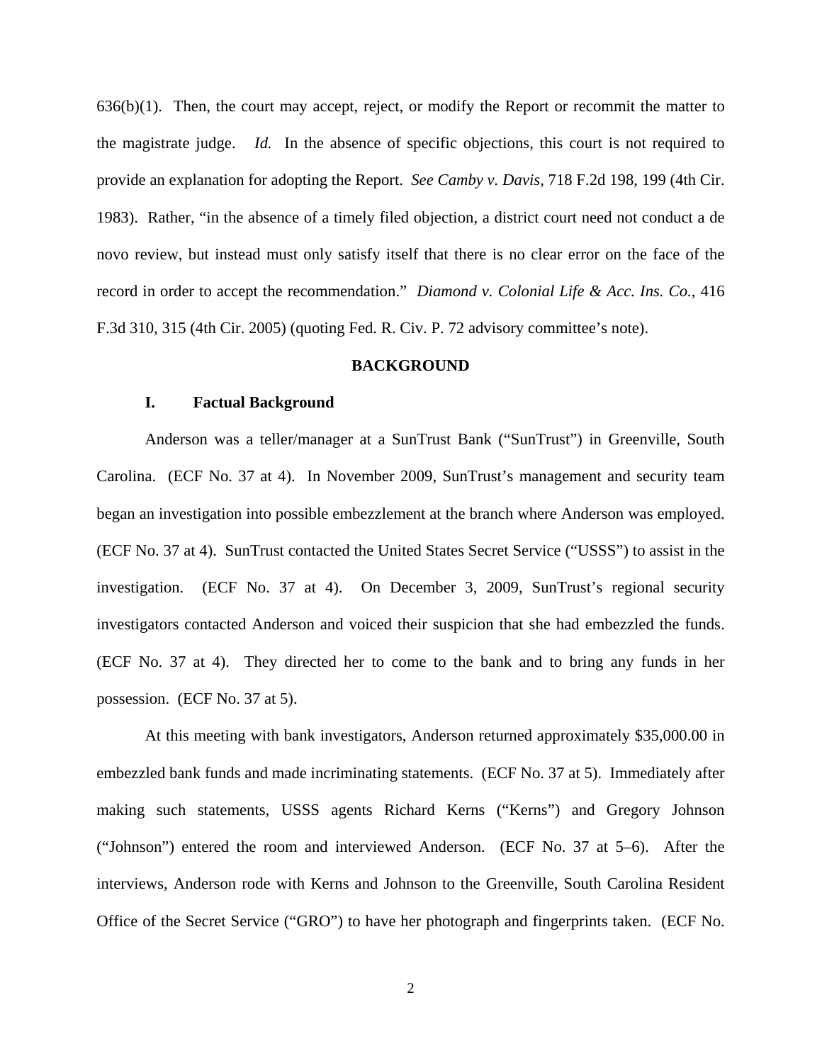636(b)(1). Then, the court may accept, reject, or modify the Report or recommit the matter to the magistrate judge. *Id.* In the absence of specific objections, this court is not required to provide an explanation for adopting the Report. *See Camby v. Davis*, 718 F.2d 198, 199 (4th Cir. 1983). Rather, "in the absence of a timely filed objection, a district court need not conduct a de novo review, but instead must only satisfy itself that there is no clear error on the face of the record in order to accept the recommendation." *Diamond v. Colonial Life & Acc. Ins. Co.*, 416 F.3d 310, 315 (4th Cir. 2005) (quoting Fed. R. Civ. P. 72 advisory committee's note).

## BACKGROUND

### I. Factual Background

Anderson was a teller/manager at a SunTrust Bank ("SunTrust") in Greenville, South Carolina. (ECF No. 37 at 4). In November 2009, SunTrust's management and security team began an investigation into possible embezzlement at the branch where Anderson was employed. (ECF No. 37 at 4). SunTrust contacted the United States Secret Service ("USSS") to assist in the investigation. (ECF No. 37 at 4). On December 3, 2009, SunTrust's regional security investigators contacted Anderson and voiced their suspicion that she had embezzled the funds. (ECF No. 37 at 4). They directed her to come to the bank and to bring any funds in her possession. (ECF No. 37 at 5).

At this meeting with bank investigators, Anderson returned approximately $35,000.00 in embezzled bank funds and made incriminating statements. (ECF No. 37 at 5). Immediately after making such statements, USSS agents Richard Kerns ("Kerns") and Gregory Johnson ("Johnson") entered the room and interviewed Anderson. (ECF No. 37 at 5–6). After the interviews, Anderson rode with Kerns and Johnson to the Greenville, South Carolina Resident Office of the Secret Service ("GRO") to have her photograph and fingerprints taken. (ECF No.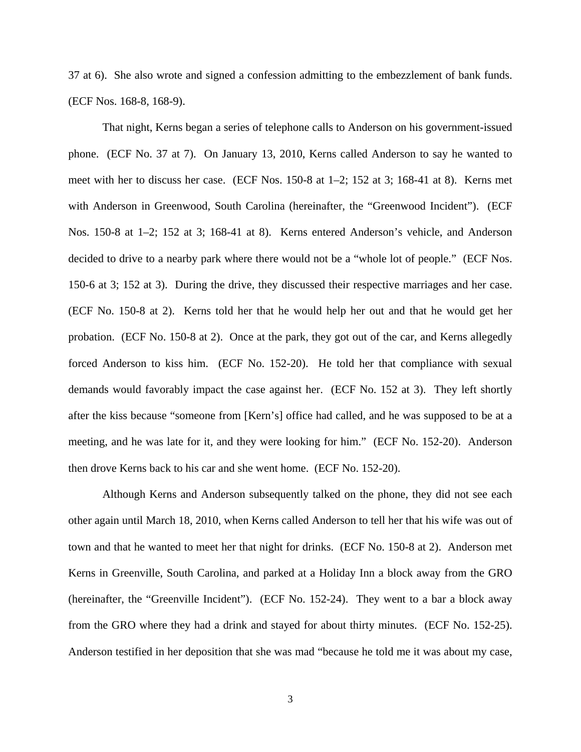37 at 6). She also wrote and signed a confession admitting to the embezzlement of bank funds. (ECF Nos. 168-8, 168-9).

That night, Kerns began a series of telephone calls to Anderson on his government-issued phone. (ECF No. 37 at 7). On January 13, 2010, Kerns called Anderson to say he wanted to meet with her to discuss her case. (ECF Nos. 150-8 at 1–2; 152 at 3; 168-41 at 8). Kerns met with Anderson in Greenwood, South Carolina (hereinafter, the "Greenwood Incident"). (ECF Nos. 150-8 at 1–2; 152 at 3; 168-41 at 8). Kerns entered Anderson's vehicle, and Anderson decided to drive to a nearby park where there would not be a "whole lot of people." (ECF Nos. 150-6 at 3; 152 at 3). During the drive, they discussed their respective marriages and her case. (ECF No. 150-8 at 2). Kerns told her that he would help her out and that he would get her probation. (ECF No. 150-8 at 2). Once at the park, they got out of the car, and Kerns allegedly forced Anderson to kiss him. (ECF No. 152-20). He told her that compliance with sexual demands would favorably impact the case against her. (ECF No. 152 at 3). They left shortly after the kiss because "someone from [Kern's] office had called, and he was supposed to be at a meeting, and he was late for it, and they were looking for him." (ECF No. 152-20). Anderson then drove Kerns back to his car and she went home. (ECF No. 152-20).

Although Kerns and Anderson subsequently talked on the phone, they did not see each other again until March 18, 2010, when Kerns called Anderson to tell her that his wife was out of town and that he wanted to meet her that night for drinks. (ECF No. 150-8 at 2). Anderson met Kerns in Greenville, South Carolina, and parked at a Holiday Inn a block away from the GRO (hereinafter, the "Greenville Incident"). (ECF No. 152-24). They went to a bar a block away from the GRO where they had a drink and stayed for about thirty minutes. (ECF No. 152-25). Anderson testified in her deposition that she was mad "because he told me it was about my case,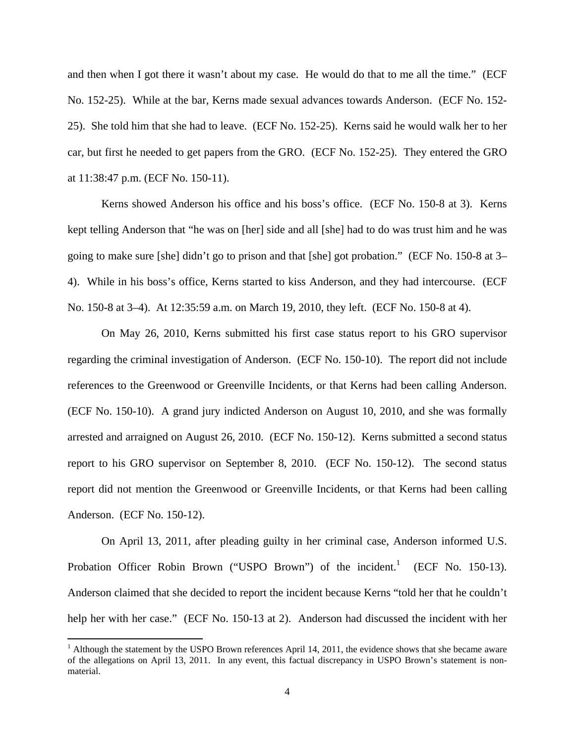and then when I got there it wasn't about my case. He would do that to me all the time." (ECF No. 152-25). While at the bar, Kerns made sexual advances towards Anderson. (ECF No. 152-25). She told him that she had to leave. (ECF No. 152-25). Kerns said he would walk her to her car, but first he needed to get papers from the GRO. (ECF No. 152-25). They entered the GRO at 11:38:47 p.m. (ECF No. 150-11).

Kerns showed Anderson his office and his boss's office. (ECF No. 150-8 at 3). Kerns kept telling Anderson that "he was on [her] side and all [she] had to do was trust him and he was going to make sure [she] didn't go to prison and that [she] got probation." (ECF No. 150-8 at 3–4). While in his boss's office, Kerns started to kiss Anderson, and they had intercourse. (ECF No. 150-8 at 3–4). At 12:35:59 a.m. on March 19, 2010, they left. (ECF No. 150-8 at 4).

On May 26, 2010, Kerns submitted his first case status report to his GRO supervisor regarding the criminal investigation of Anderson. (ECF No. 150-10). The report did not include references to the Greenwood or Greenville Incidents, or that Kerns had been calling Anderson. (ECF No. 150-10). A grand jury indicted Anderson on August 10, 2010, and she was formally arrested and arraigned on August 26, 2010. (ECF No. 150-12). Kerns submitted a second status report to his GRO supervisor on September 8, 2010. (ECF No. 150-12). The second status report did not mention the Greenwood or Greenville Incidents, or that Kerns had been calling Anderson. (ECF No. 150-12).

On April 13, 2011, after pleading guilty in her criminal case, Anderson informed U.S. Probation Officer Robin Brown ("USPO Brown") of the incident.[1] (ECF No. 150-13). Anderson claimed that she decided to report the incident because Kerns "told her that he couldn't help her with her case." (ECF No. 150-13 at 2). Anderson had discussed the incident with her

[1] Although the statement by the USPO Brown references April 14, 2011, the evidence shows that she became aware of the allegations on April 13, 2011. In any event, this factual discrepancy in USPO Brown's statement is non-material.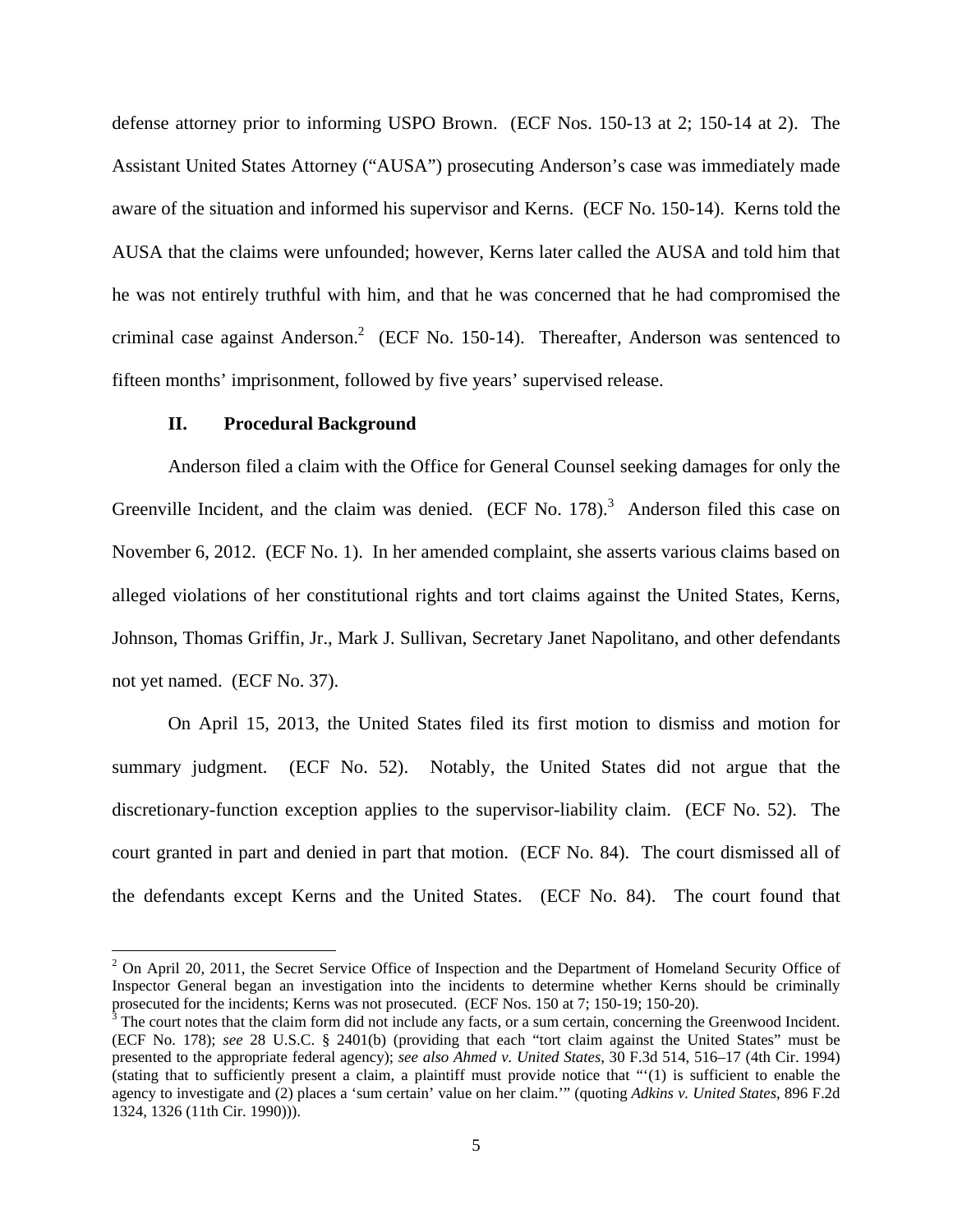defense attorney prior to informing USPO Brown. (ECF Nos. 150-13 at 2; 150-14 at 2). The Assistant United States Attorney ("AUSA") prosecuting Anderson's case was immediately made aware of the situation and informed his supervisor and Kerns. (ECF No. 150-14). Kerns told the AUSA that the claims were unfounded; however, Kerns later called the AUSA and told him that he was not entirely truthful with him, and that he was concerned that he had compromised the criminal case against Anderson.[2] (ECF No. 150-14). Thereafter, Anderson was sentenced to fifteen months' imprisonment, followed by five years' supervised release.

## II. Procedural Background

Anderson filed a claim with the Office for General Counsel seeking damages for only the Greenville Incident, and the claim was denied. (ECF No. 178).[3] Anderson filed this case on November 6, 2012. (ECF No. 1). In her amended complaint, she asserts various claims based on alleged violations of her constitutional rights and tort claims against the United States, Kerns, Johnson, Thomas Griffin, Jr., Mark J. Sullivan, Secretary Janet Napolitano, and other defendants not yet named. (ECF No. 37).

On April 15, 2013, the United States filed its first motion to dismiss and motion for summary judgment. (ECF No. 52). Notably, the United States did not argue that the discretionary-function exception applies to the supervisor-liability claim. (ECF No. 52). The court granted in part and denied in part that motion. (ECF No. 84). The court dismissed all of the defendants except Kerns and the United States. (ECF No. 84). The court found that

---

[2] On April 20, 2011, the Secret Service Office of Inspection and the Department of Homeland Security Office of Inspector General began an investigation into the incidents to determine whether Kerns should be criminally prosecuted for the incidents; Kerns was not prosecuted. (ECF Nos. 150 at 7; 150-19; 150-20).

[3] The court notes that the claim form did not include any facts, or a sum certain, concerning the Greenwood Incident. (ECF No. 178); *see* 28 U.S.C. § 2401(b) (providing that each "tort claim against the United States" must be presented to the appropriate federal agency); *see also Ahmed v. United States*, 30 F.3d 514, 516–17 (4th Cir. 1994) (stating that to sufficiently present a claim, a plaintiff must provide notice that "'(1) is sufficient to enable the agency to investigate and (2) places a 'sum certain' value on her claim.'" (quoting *Adkins v. United States*, 896 F.2d 1324, 1326 (11th Cir. 1990))).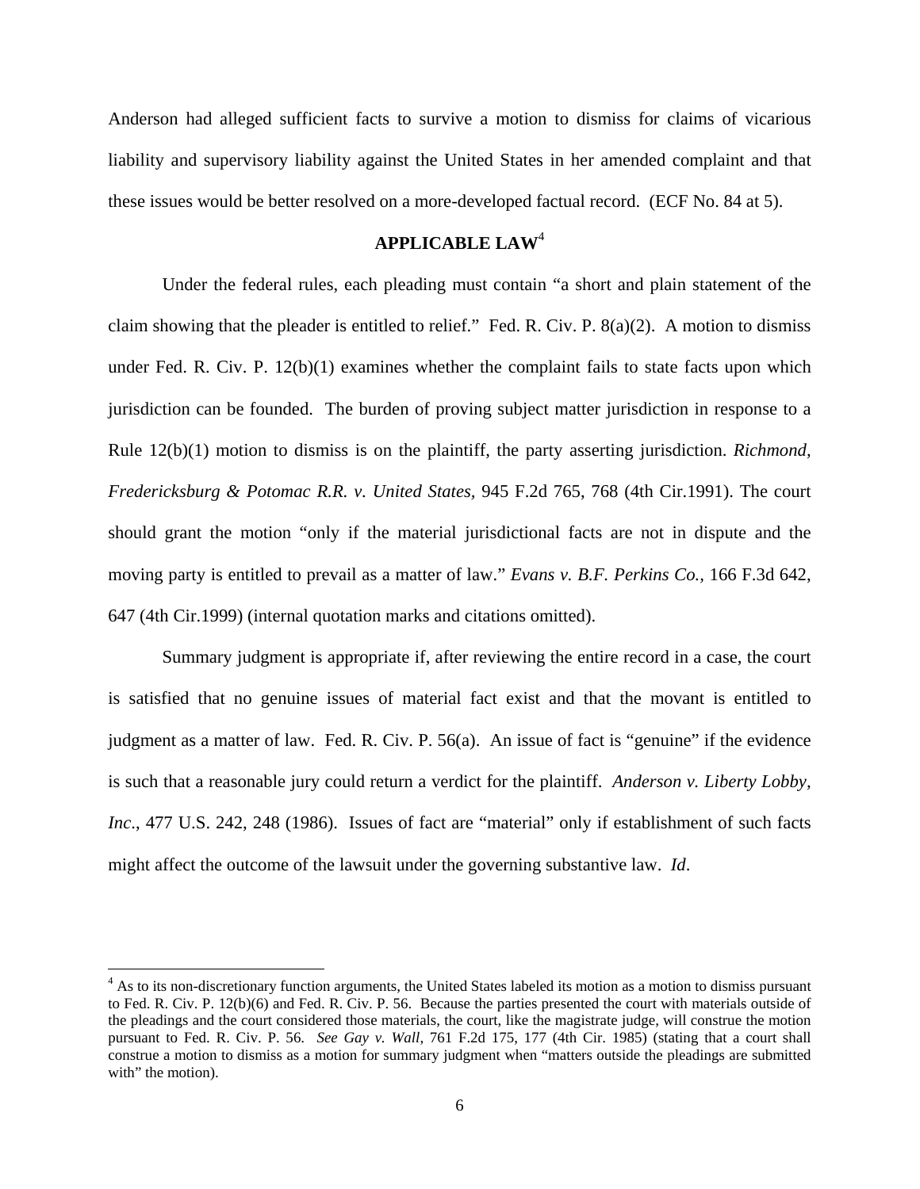Anderson had alleged sufficient facts to survive a motion to dismiss for claims of vicarious liability and supervisory liability against the United States in her amended complaint and that these issues would be better resolved on a more-developed factual record. (ECF No. 84 at 5).

## APPLICABLE LAW[4]

Under the federal rules, each pleading must contain "a short and plain statement of the claim showing that the pleader is entitled to relief." Fed. R. Civ. P. 8(a)(2). A motion to dismiss under Fed. R. Civ. P. 12(b)(1) examines whether the complaint fails to state facts upon which jurisdiction can be founded. The burden of proving subject matter jurisdiction in response to a Rule 12(b)(1) motion to dismiss is on the plaintiff, the party asserting jurisdiction. *Richmond, Fredericksburg & Potomac R.R. v. United States*, 945 F.2d 765, 768 (4th Cir.1991). The court should grant the motion "only if the material jurisdictional facts are not in dispute and the moving party is entitled to prevail as a matter of law." *Evans v. B.F. Perkins Co.*, 166 F.3d 642, 647 (4th Cir.1999) (internal quotation marks and citations omitted).

Summary judgment is appropriate if, after reviewing the entire record in a case, the court is satisfied that no genuine issues of material fact exist and that the movant is entitled to judgment as a matter of law. Fed. R. Civ. P. 56(a). An issue of fact is "genuine" if the evidence is such that a reasonable jury could return a verdict for the plaintiff. *Anderson v. Liberty Lobby, Inc*., 477 U.S. 242, 248 (1986). Issues of fact are "material" only if establishment of such facts might affect the outcome of the lawsuit under the governing substantive law. *Id*.

---

[4] As to its non-discretionary function arguments, the United States labeled its motion as a motion to dismiss pursuant to Fed. R. Civ. P. 12(b)(6) and Fed. R. Civ. P. 56. Because the parties presented the court with materials outside of the pleadings and the court considered those materials, the court, like the magistrate judge, will construe the motion pursuant to Fed. R. Civ. P. 56. *See Gay v. Wall*, 761 F.2d 175, 177 (4th Cir. 1985) (stating that a court shall construe a motion to dismiss as a motion for summary judgment when "matters outside the pleadings are submitted with" the motion).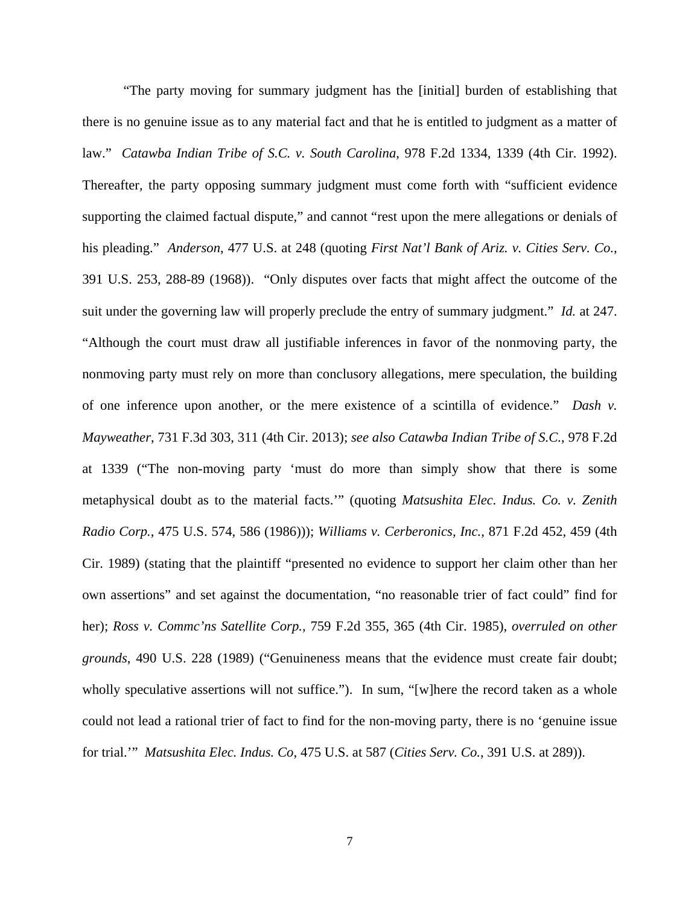"The party moving for summary judgment has the [initial] burden of establishing that there is no genuine issue as to any material fact and that he is entitled to judgment as a matter of law." *Catawba Indian Tribe of S.C. v. South Carolina*, 978 F.2d 1334, 1339 (4th Cir. 1992). Thereafter, the party opposing summary judgment must come forth with "sufficient evidence supporting the claimed factual dispute," and cannot "rest upon the mere allegations or denials of his pleading." *Anderson*, 477 U.S. at 248 (quoting *First Nat'l Bank of Ariz. v. Cities Serv. Co.*, 391 U.S. 253, 288-89 (1968)). "Only disputes over facts that might affect the outcome of the suit under the governing law will properly preclude the entry of summary judgment." *Id.* at 247. "Although the court must draw all justifiable inferences in favor of the nonmoving party, the nonmoving party must rely on more than conclusory allegations, mere speculation, the building of one inference upon another, or the mere existence of a scintilla of evidence." *Dash v. Mayweather*, 731 F.3d 303, 311 (4th Cir. 2013); *see also Catawba Indian Tribe of S.C.*, 978 F.2d at 1339 ("The non-moving party 'must do more than simply show that there is some metaphysical doubt as to the material facts.'" (quoting *Matsushita Elec. Indus. Co. v. Zenith Radio Corp.*, 475 U.S. 574, 586 (1986))); *Williams v. Cerberonics, Inc.*, 871 F.2d 452, 459 (4th Cir. 1989) (stating that the plaintiff "presented no evidence to support her claim other than her own assertions" and set against the documentation, "no reasonable trier of fact could" find for her); *Ross v. Commc'ns Satellite Corp.*, 759 F.2d 355, 365 (4th Cir. 1985), *overruled on other grounds*, 490 U.S. 228 (1989) ("Genuineness means that the evidence must create fair doubt; wholly speculative assertions will not suffice."). In sum, "[w]here the record taken as a whole could not lead a rational trier of fact to find for the non-moving party, there is no 'genuine issue for trial.'" *Matsushita Elec. Indus. Co*, 475 U.S. at 587 (*Cities Serv. Co.*, 391 U.S. at 289)).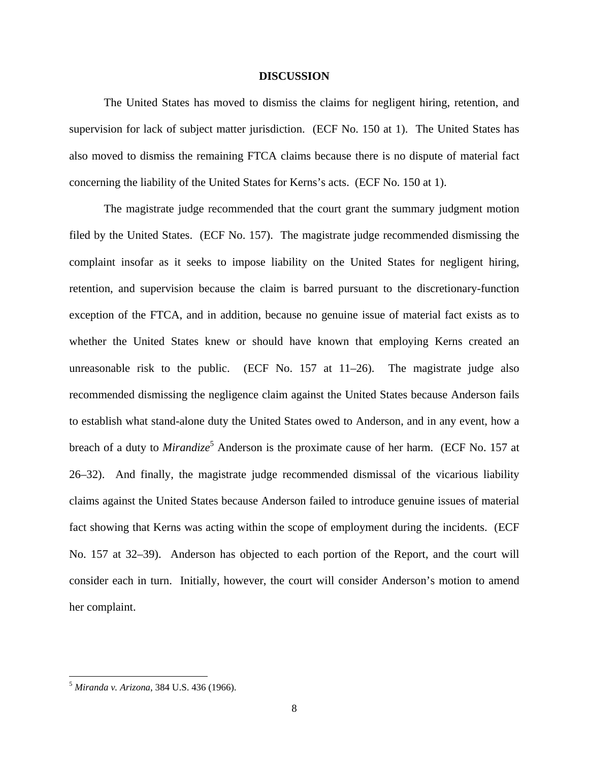## DISCUSSION

The United States has moved to dismiss the claims for negligent hiring, retention, and supervision for lack of subject matter jurisdiction. (ECF No. 150 at 1). The United States has also moved to dismiss the remaining FTCA claims because there is no dispute of material fact concerning the liability of the United States for Kerns's acts. (ECF No. 150 at 1).

The magistrate judge recommended that the court grant the summary judgment motion filed by the United States. (ECF No. 157). The magistrate judge recommended dismissing the complaint insofar as it seeks to impose liability on the United States for negligent hiring, retention, and supervision because the claim is barred pursuant to the discretionary-function exception of the FTCA, and in addition, because no genuine issue of material fact exists as to whether the United States knew or should have known that employing Kerns created an unreasonable risk to the public. (ECF No. 157 at 11–26). The magistrate judge also recommended dismissing the negligence claim against the United States because Anderson fails to establish what stand-alone duty the United States owed to Anderson, and in any event, how a breach of a duty to *Mirandize*[5] Anderson is the proximate cause of her harm. (ECF No. 157 at 26–32). And finally, the magistrate judge recommended dismissal of the vicarious liability claims against the United States because Anderson failed to introduce genuine issues of material fact showing that Kerns was acting within the scope of employment during the incidents. (ECF No. 157 at 32–39). Anderson has objected to each portion of the Report, and the court will consider each in turn. Initially, however, the court will consider Anderson's motion to amend her complaint.

---

[5] *Miranda v. Arizona*, 384 U.S. 436 (1966).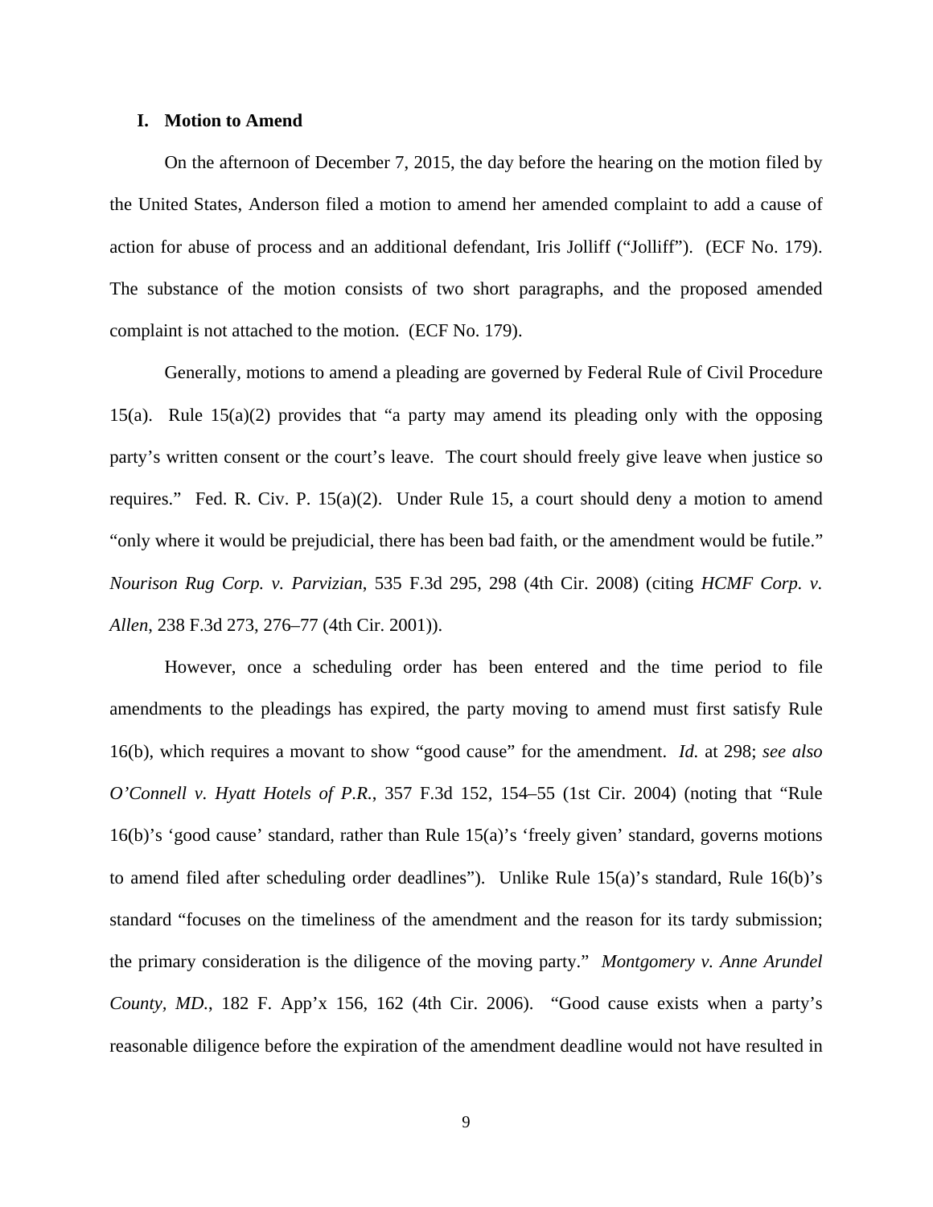## I. Motion to Amend

On the afternoon of December 7, 2015, the day before the hearing on the motion filed by the United States, Anderson filed a motion to amend her amended complaint to add a cause of action for abuse of process and an additional defendant, Iris Jolliff ("Jolliff"). (ECF No. 179). The substance of the motion consists of two short paragraphs, and the proposed amended complaint is not attached to the motion. (ECF No. 179).

Generally, motions to amend a pleading are governed by Federal Rule of Civil Procedure 15(a). Rule 15(a)(2) provides that "a party may amend its pleading only with the opposing party's written consent or the court's leave. The court should freely give leave when justice so requires." Fed. R. Civ. P. 15(a)(2). Under Rule 15, a court should deny a motion to amend "only where it would be prejudicial, there has been bad faith, or the amendment would be futile." *Nourison Rug Corp. v. Parvizian*, 535 F.3d 295, 298 (4th Cir. 2008) (citing *HCMF Corp. v. Allen*, 238 F.3d 273, 276–77 (4th Cir. 2001)).

However, once a scheduling order has been entered and the time period to file amendments to the pleadings has expired, the party moving to amend must first satisfy Rule 16(b), which requires a movant to show "good cause" for the amendment. *Id.* at 298; *see also O'Connell v. Hyatt Hotels of P.R.*, 357 F.3d 152, 154–55 (1st Cir. 2004) (noting that "Rule 16(b)'s 'good cause' standard, rather than Rule 15(a)'s 'freely given' standard, governs motions to amend filed after scheduling order deadlines"). Unlike Rule 15(a)'s standard, Rule 16(b)'s standard "focuses on the timeliness of the amendment and the reason for its tardy submission; the primary consideration is the diligence of the moving party." *Montgomery v. Anne Arundel County, MD.*, 182 F. App'x 156, 162 (4th Cir. 2006). "Good cause exists when a party's reasonable diligence before the expiration of the amendment deadline would not have resulted in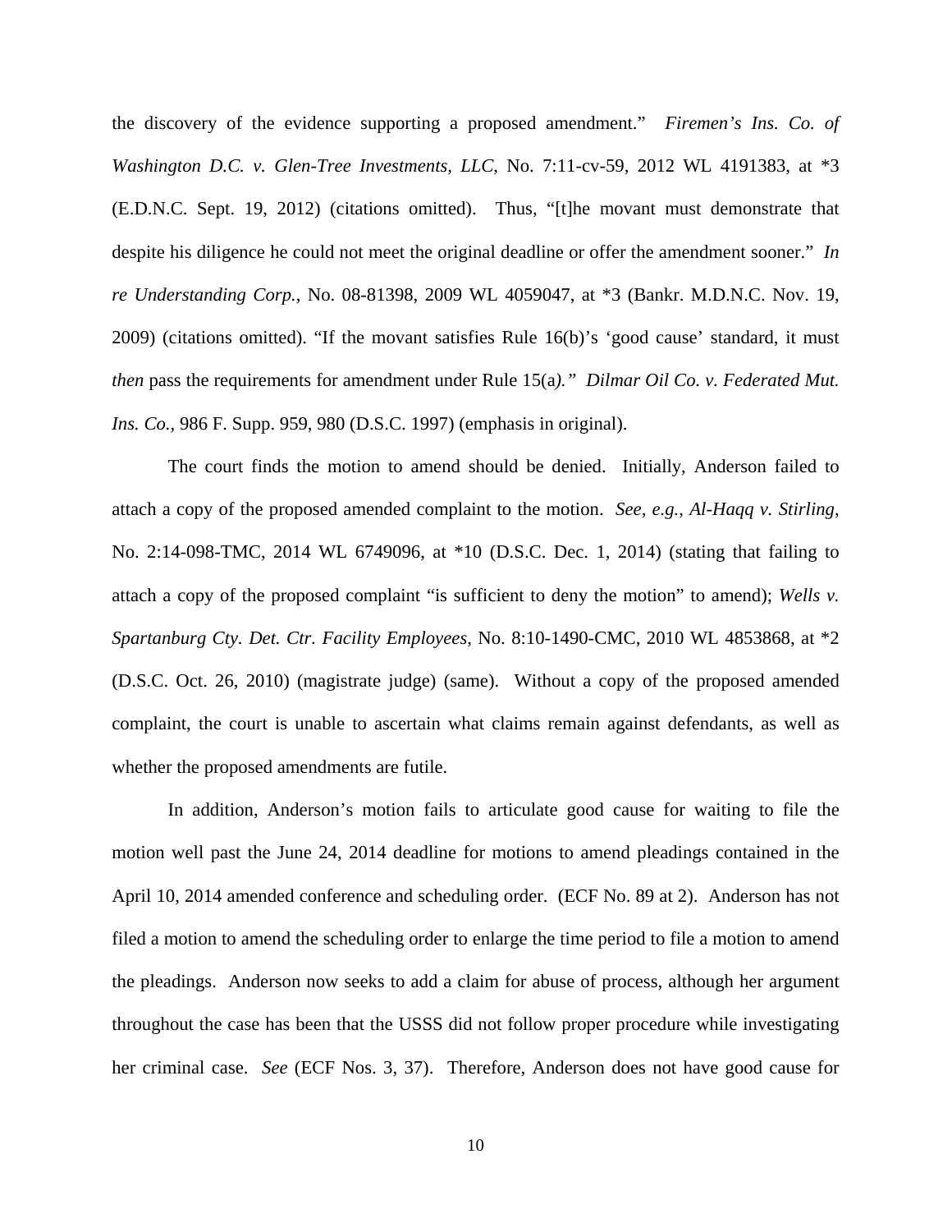the discovery of the evidence supporting a proposed amendment." *Firemen's Ins. Co. of Washington D.C. v. Glen-Tree Investments, LLC*, No. 7:11-cv-59, 2012 WL 4191383, at *3 (E.D.N.C. Sept. 19, 2012) (citations omitted). Thus, "[t]he movant must demonstrate that despite his diligence he could not meet the original deadline or offer the amendment sooner." *In re Understanding Corp.*, No. 08-81398, 2009 WL 4059047, at *3 (Bankr. M.D.N.C. Nov. 19, 2009) (citations omitted). "If the movant satisfies Rule 16(b)'s 'good cause' standard, it must *then* pass the requirements for amendment under Rule 15(a)." *Dilmar Oil Co. v. Federated Mut. Ins. Co.*, 986 F. Supp. 959, 980 (D.S.C. 1997) (emphasis in original).

The court finds the motion to amend should be denied. Initially, Anderson failed to attach a copy of the proposed amended complaint to the motion. *See, e.g.*, *Al-Haqq v. Stirling*, No. 2:14-098-TMC, 2014 WL 6749096, at *10 (D.S.C. Dec. 1, 2014) (stating that failing to attach a copy of the proposed complaint "is sufficient to deny the motion" to amend); *Wells v. Spartanburg Cty. Det. Ctr. Facility Employees*, No. 8:10-1490-CMC, 2010 WL 4853868, at *2 (D.S.C. Oct. 26, 2010) (magistrate judge) (same). Without a copy of the proposed amended complaint, the court is unable to ascertain what claims remain against defendants, as well as whether the proposed amendments are futile.

In addition, Anderson's motion fails to articulate good cause for waiting to file the motion well past the June 24, 2014 deadline for motions to amend pleadings contained in the April 10, 2014 amended conference and scheduling order. (ECF No. 89 at 2). Anderson has not filed a motion to amend the scheduling order to enlarge the time period to file a motion to amend the pleadings. Anderson now seeks to add a claim for abuse of process, although her argument throughout the case has been that the USSS did not follow proper procedure while investigating her criminal case. *See* (ECF Nos. 3, 37). Therefore, Anderson does not have good cause for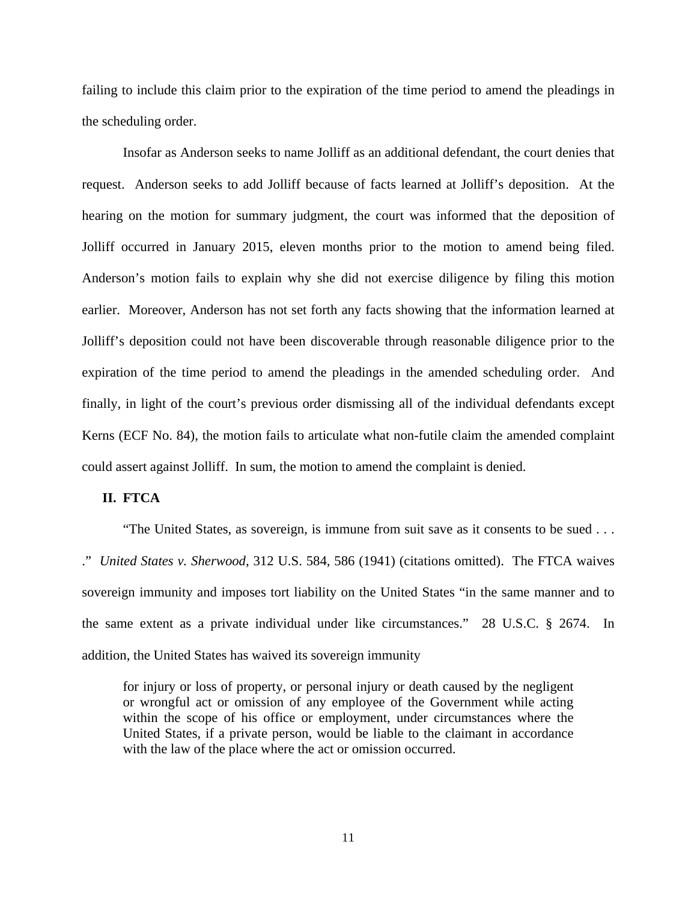failing to include this claim prior to the expiration of the time period to amend the pleadings in the scheduling order.

Insofar as Anderson seeks to name Jolliff as an additional defendant, the court denies that request. Anderson seeks to add Jolliff because of facts learned at Jolliff's deposition. At the hearing on the motion for summary judgment, the court was informed that the deposition of Jolliff occurred in January 2015, eleven months prior to the motion to amend being filed. Anderson's motion fails to explain why she did not exercise diligence by filing this motion earlier. Moreover, Anderson has not set forth any facts showing that the information learned at Jolliff's deposition could not have been discoverable through reasonable diligence prior to the expiration of the time period to amend the pleadings in the amended scheduling order. And finally, in light of the court's previous order dismissing all of the individual defendants except Kerns (ECF No. 84), the motion fails to articulate what non-futile claim the amended complaint could assert against Jolliff. In sum, the motion to amend the complaint is denied.

## II. FTCA

"The United States, as sovereign, is immune from suit save as it consents to be sued . . . ." *United States v. Sherwood*, 312 U.S. 584, 586 (1941) (citations omitted). The FTCA waives sovereign immunity and imposes tort liability on the United States "in the same manner and to the same extent as a private individual under like circumstances." 28 U.S.C. § 2674. In addition, the United States has waived its sovereign immunity

> for injury or loss of property, or personal injury or death caused by the negligent or wrongful act or omission of any employee of the Government while acting within the scope of his office or employment, under circumstances where the United States, if a private person, would be liable to the claimant in accordance with the law of the place where the act or omission occurred.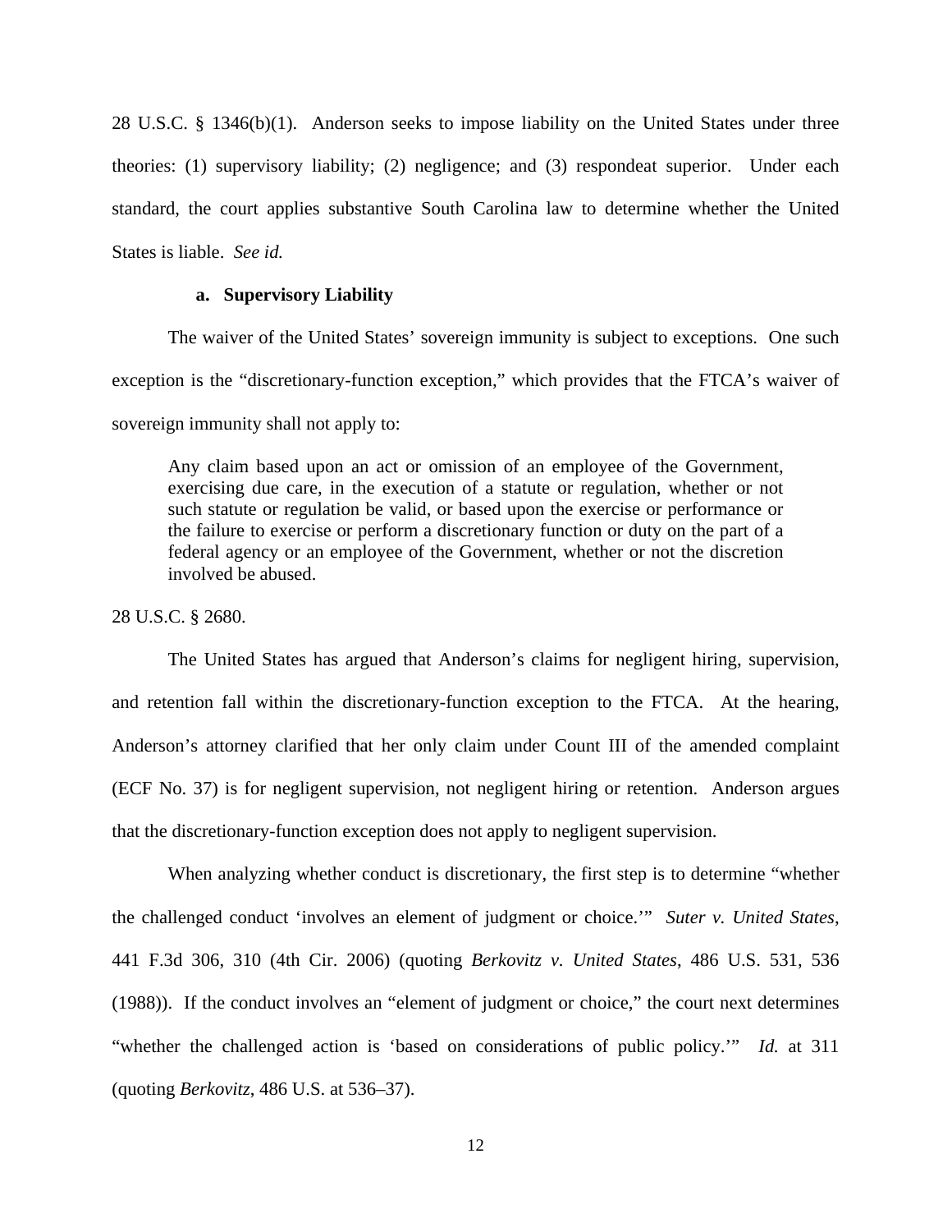28 U.S.C. § 1346(b)(1). Anderson seeks to impose liability on the United States under three theories: (1) supervisory liability; (2) negligence; and (3) respondeat superior. Under each standard, the court applies substantive South Carolina law to determine whether the United States is liable. *See id.*

**a. Supervisory Liability**

The waiver of the United States' sovereign immunity is subject to exceptions. One such exception is the "discretionary-function exception," which provides that the FTCA's waiver of sovereign immunity shall not apply to:

> Any claim based upon an act or omission of an employee of the Government, exercising due care, in the execution of a statute or regulation, whether or not such statute or regulation be valid, or based upon the exercise or performance or the failure to exercise or perform a discretionary function or duty on the part of a federal agency or an employee of the Government, whether or not the discretion involved be abused.

28 U.S.C. § 2680.

The United States has argued that Anderson's claims for negligent hiring, supervision, and retention fall within the discretionary-function exception to the FTCA. At the hearing, Anderson's attorney clarified that her only claim under Count III of the amended complaint (ECF No. 37) is for negligent supervision, not negligent hiring or retention. Anderson argues that the discretionary-function exception does not apply to negligent supervision.

When analyzing whether conduct is discretionary, the first step is to determine "whether the challenged conduct 'involves an element of judgment or choice.'" *Suter v. United States*, 441 F.3d 306, 310 (4th Cir. 2006) (quoting *Berkovitz v. United States*, 486 U.S. 531, 536 (1988)). If the conduct involves an "element of judgment or choice," the court next determines "whether the challenged action is 'based on considerations of public policy.'" *Id.* at 311 (quoting *Berkovitz*, 486 U.S. at 536–37).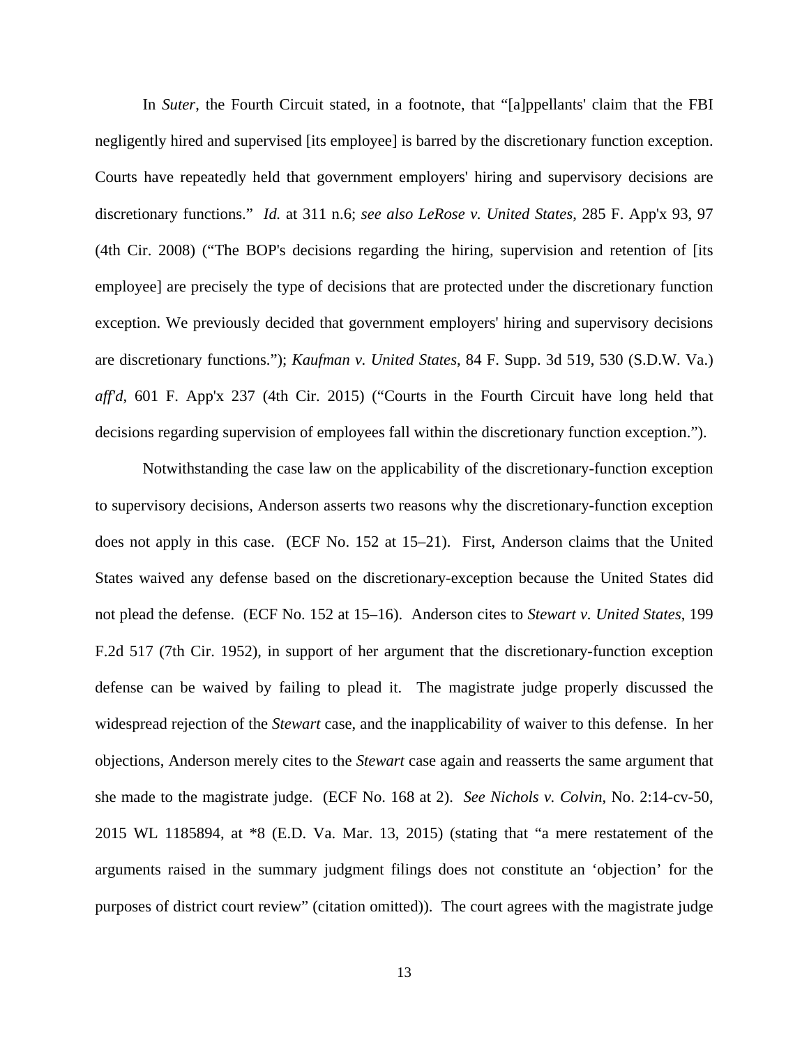In *Suter*, the Fourth Circuit stated, in a footnote, that "[a]ppellants' claim that the FBI negligently hired and supervised [its employee] is barred by the discretionary function exception. Courts have repeatedly held that government employers' hiring and supervisory decisions are discretionary functions." *Id.* at 311 n.6; *see also LeRose v. United States*, 285 F. App'x 93, 97 (4th Cir. 2008) ("The BOP's decisions regarding the hiring, supervision and retention of [its employee] are precisely the type of decisions that are protected under the discretionary function exception. We previously decided that government employers' hiring and supervisory decisions are discretionary functions."); *Kaufman v. United States*, 84 F. Supp. 3d 519, 530 (S.D.W. Va.) *aff'd*, 601 F. App'x 237 (4th Cir. 2015) ("Courts in the Fourth Circuit have long held that decisions regarding supervision of employees fall within the discretionary function exception.").

Notwithstanding the case law on the applicability of the discretionary-function exception to supervisory decisions, Anderson asserts two reasons why the discretionary-function exception does not apply in this case. (ECF No. 152 at 15–21). First, Anderson claims that the United States waived any defense based on the discretionary-exception because the United States did not plead the defense. (ECF No. 152 at 15–16). Anderson cites to *Stewart v. United States*, 199 F.2d 517 (7th Cir. 1952), in support of her argument that the discretionary-function exception defense can be waived by failing to plead it. The magistrate judge properly discussed the widespread rejection of the *Stewart* case, and the inapplicability of waiver to this defense. In her objections, Anderson merely cites to the *Stewart* case again and reasserts the same argument that she made to the magistrate judge. (ECF No. 168 at 2). *See Nichols v. Colvin*, No. 2:14-cv-50, 2015 WL 1185894, at *8 (E.D. Va. Mar. 13, 2015) (stating that "a mere restatement of the arguments raised in the summary judgment filings does not constitute an 'objection' for the purposes of district court review" (citation omitted)). The court agrees with the magistrate judge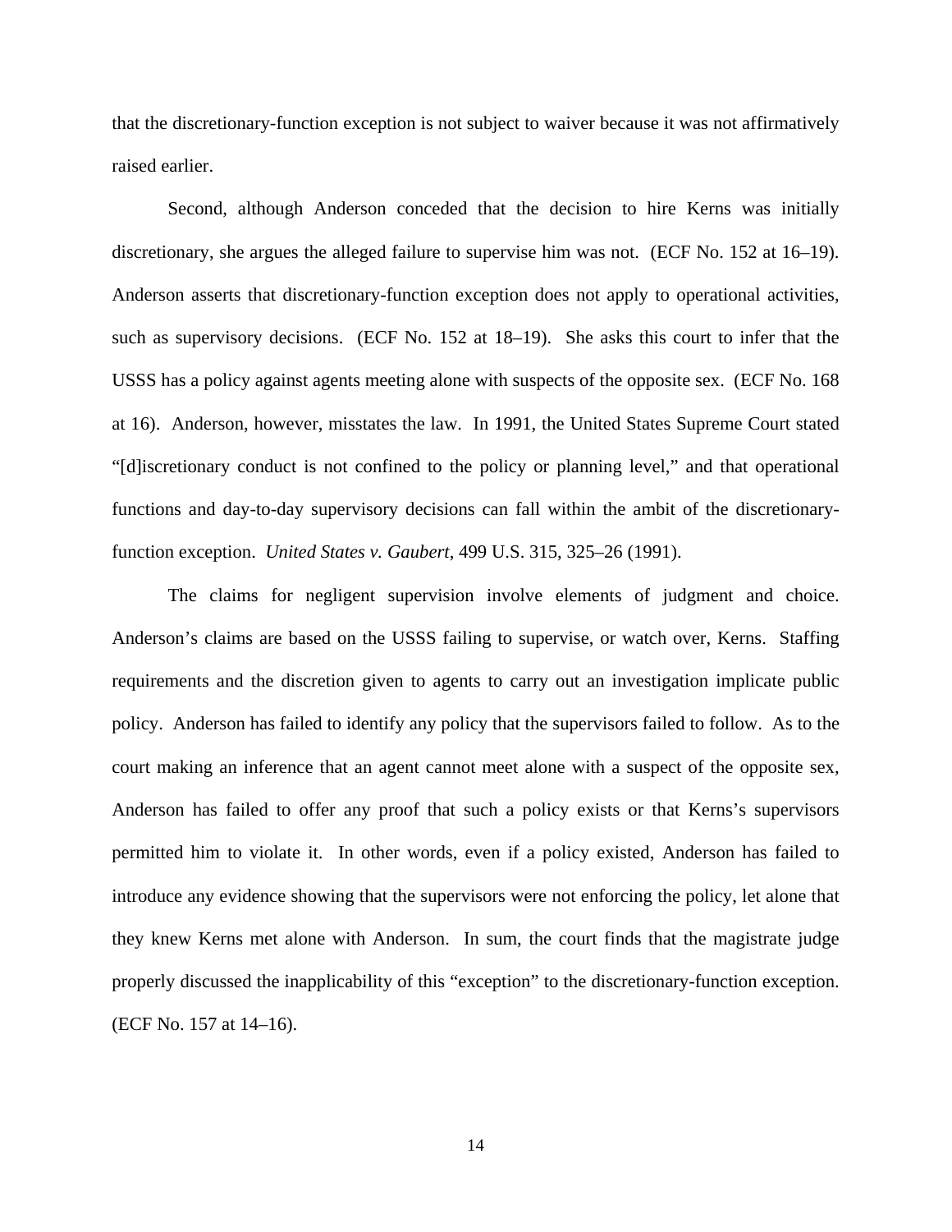that the discretionary-function exception is not subject to waiver because it was not affirmatively raised earlier.

Second, although Anderson conceded that the decision to hire Kerns was initially discretionary, she argues the alleged failure to supervise him was not. (ECF No. 152 at 16–19). Anderson asserts that discretionary-function exception does not apply to operational activities, such as supervisory decisions. (ECF No. 152 at 18–19). She asks this court to infer that the USSS has a policy against agents meeting alone with suspects of the opposite sex. (ECF No. 168 at 16). Anderson, however, misstates the law. In 1991, the United States Supreme Court stated "[d]iscretionary conduct is not confined to the policy or planning level," and that operational functions and day-to-day supervisory decisions can fall within the ambit of the discretionary-function exception. *United States v. Gaubert*, 499 U.S. 315, 325–26 (1991).

The claims for negligent supervision involve elements of judgment and choice. Anderson's claims are based on the USSS failing to supervise, or watch over, Kerns. Staffing requirements and the discretion given to agents to carry out an investigation implicate public policy. Anderson has failed to identify any policy that the supervisors failed to follow. As to the court making an inference that an agent cannot meet alone with a suspect of the opposite sex, Anderson has failed to offer any proof that such a policy exists or that Kerns's supervisors permitted him to violate it. In other words, even if a policy existed, Anderson has failed to introduce any evidence showing that the supervisors were not enforcing the policy, let alone that they knew Kerns met alone with Anderson. In sum, the court finds that the magistrate judge properly discussed the inapplicability of this "exception" to the discretionary-function exception. (ECF No. 157 at 14–16).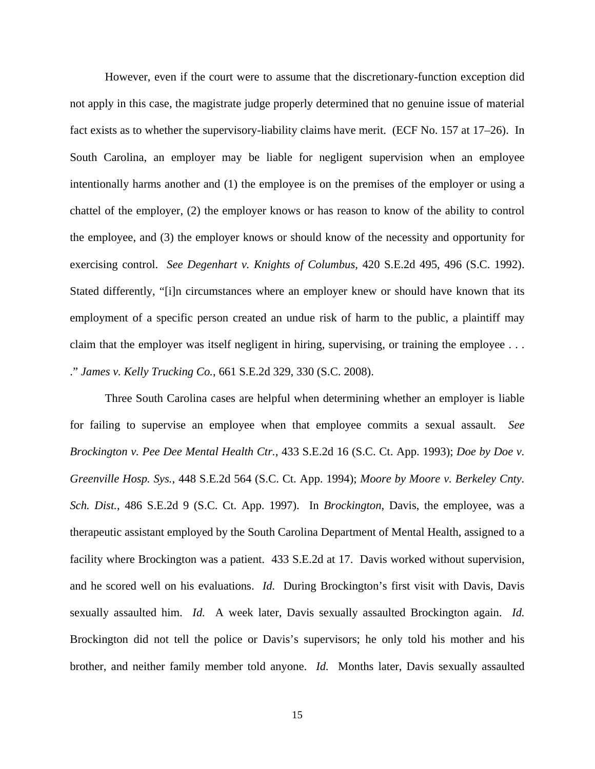However, even if the court were to assume that the discretionary-function exception did not apply in this case, the magistrate judge properly determined that no genuine issue of material fact exists as to whether the supervisory-liability claims have merit. (ECF No. 157 at 17–26). In South Carolina, an employer may be liable for negligent supervision when an employee intentionally harms another and (1) the employee is on the premises of the employer or using a chattel of the employer, (2) the employer knows or has reason to know of the ability to control the employee, and (3) the employer knows or should know of the necessity and opportunity for exercising control. *See Degenhart v. Knights of Columbus*, 420 S.E.2d 495, 496 (S.C. 1992). Stated differently, "[i]n circumstances where an employer knew or should have known that its employment of a specific person created an undue risk of harm to the public, a plaintiff may claim that the employer was itself negligent in hiring, supervising, or training the employee . . . ." *James v. Kelly Trucking Co.*, 661 S.E.2d 329, 330 (S.C. 2008).

Three South Carolina cases are helpful when determining whether an employer is liable for failing to supervise an employee when that employee commits a sexual assault. *See Brockington v. Pee Dee Mental Health Ctr.*, 433 S.E.2d 16 (S.C. Ct. App. 1993); *Doe by Doe v. Greenville Hosp. Sys.*, 448 S.E.2d 564 (S.C. Ct. App. 1994); *Moore by Moore v. Berkeley Cnty. Sch. Dist.*, 486 S.E.2d 9 (S.C. Ct. App. 1997). In *Brockington*, Davis, the employee, was a therapeutic assistant employed by the South Carolina Department of Mental Health, assigned to a facility where Brockington was a patient. 433 S.E.2d at 17. Davis worked without supervision, and he scored well on his evaluations. *Id.* During Brockington's first visit with Davis, Davis sexually assaulted him. *Id.* A week later, Davis sexually assaulted Brockington again. *Id.* Brockington did not tell the police or Davis's supervisors; he only told his mother and his brother, and neither family member told anyone. *Id.* Months later, Davis sexually assaulted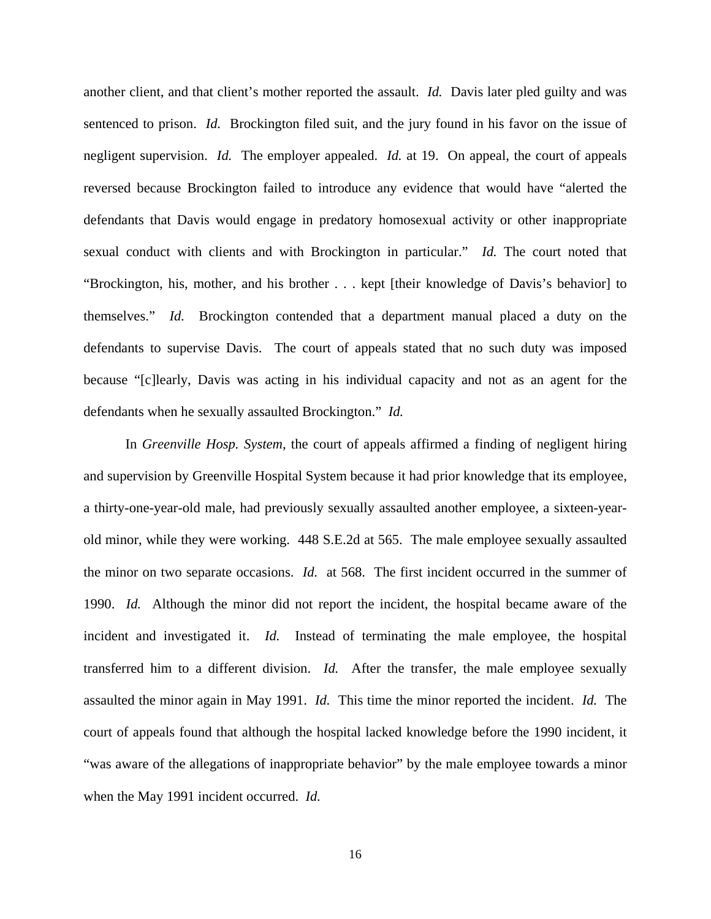another client, and that client's mother reported the assault. *Id.* Davis later pled guilty and was sentenced to prison. *Id.* Brockington filed suit, and the jury found in his favor on the issue of negligent supervision. *Id.* The employer appealed. *Id.* at 19. On appeal, the court of appeals reversed because Brockington failed to introduce any evidence that would have "alerted the defendants that Davis would engage in predatory homosexual activity or other inappropriate sexual conduct with clients and with Brockington in particular." *Id.* The court noted that "Brockington, his, mother, and his brother . . . kept [their knowledge of Davis's behavior] to themselves." *Id.* Brockington contended that a department manual placed a duty on the defendants to supervise Davis. The court of appeals stated that no such duty was imposed because "[c]learly, Davis was acting in his individual capacity and not as an agent for the defendants when he sexually assaulted Brockington." *Id.*

In *Greenville Hosp. System*, the court of appeals affirmed a finding of negligent hiring and supervision by Greenville Hospital System because it had prior knowledge that its employee, a thirty-one-year-old male, had previously sexually assaulted another employee, a sixteen-year-old minor, while they were working. 448 S.E.2d at 565. The male employee sexually assaulted the minor on two separate occasions. *Id.* at 568. The first incident occurred in the summer of 1990. *Id.* Although the minor did not report the incident, the hospital became aware of the incident and investigated it. *Id.* Instead of terminating the male employee, the hospital transferred him to a different division. *Id.* After the transfer, the male employee sexually assaulted the minor again in May 1991. *Id.* This time the minor reported the incident. *Id.* The court of appeals found that although the hospital lacked knowledge before the 1990 incident, it "was aware of the allegations of inappropriate behavior" by the male employee towards a minor when the May 1991 incident occurred. *Id.*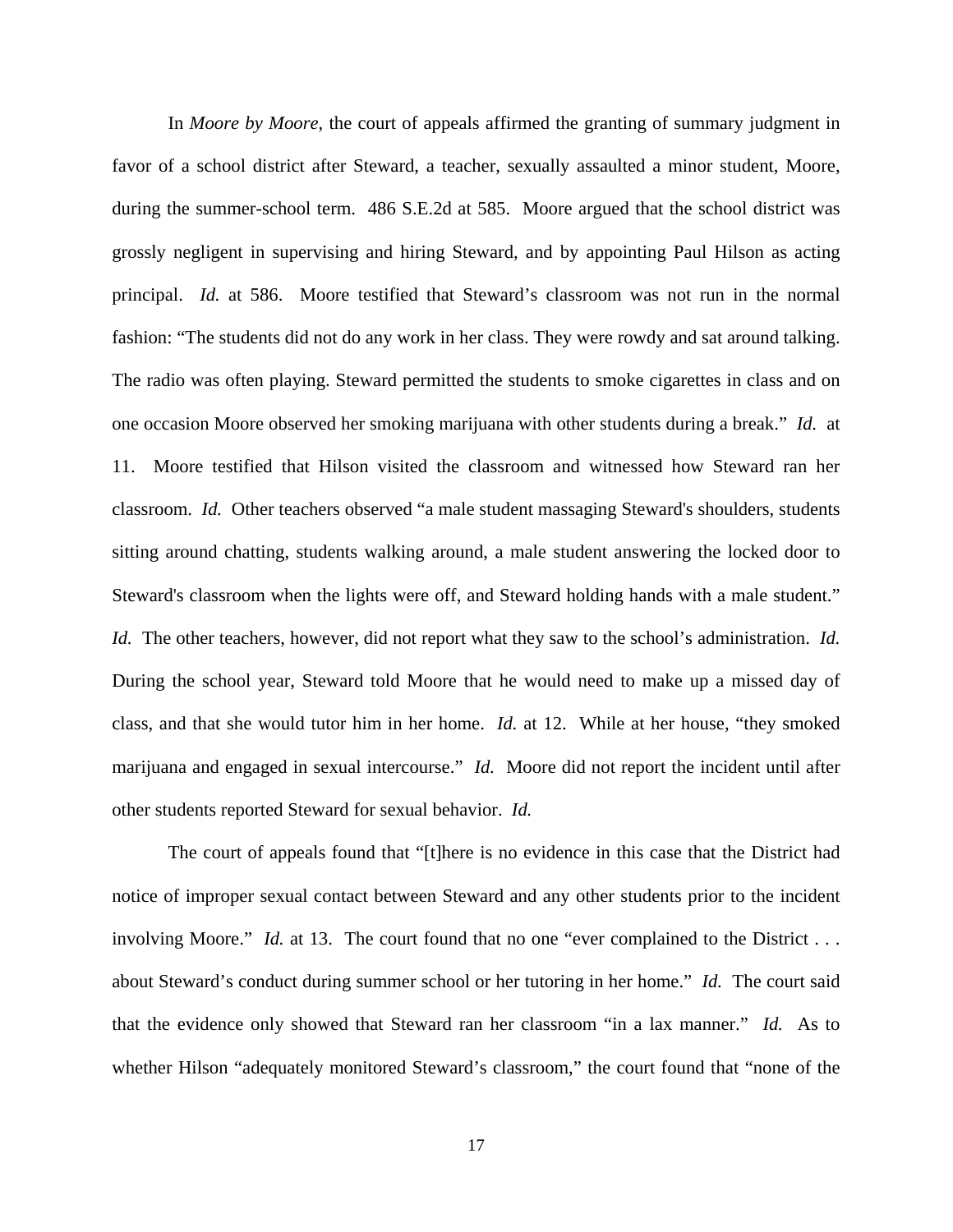In *Moore by Moore*, the court of appeals affirmed the granting of summary judgment in favor of a school district after Steward, a teacher, sexually assaulted a minor student, Moore, during the summer-school term. 486 S.E.2d at 585. Moore argued that the school district was grossly negligent in supervising and hiring Steward, and by appointing Paul Hilson as acting principal. *Id.* at 586. Moore testified that Steward's classroom was not run in the normal fashion: "The students did not do any work in her class. They were rowdy and sat around talking. The radio was often playing. Steward permitted the students to smoke cigarettes in class and on one occasion Moore observed her smoking marijuana with other students during a break." *Id.* at 11. Moore testified that Hilson visited the classroom and witnessed how Steward ran her classroom. *Id.* Other teachers observed "a male student massaging Steward's shoulders, students sitting around chatting, students walking around, a male student answering the locked door to Steward's classroom when the lights were off, and Steward holding hands with a male student." *Id.* The other teachers, however, did not report what they saw to the school's administration. *Id.* During the school year, Steward told Moore that he would need to make up a missed day of class, and that she would tutor him in her home. *Id.* at 12. While at her house, "they smoked marijuana and engaged in sexual intercourse." *Id.* Moore did not report the incident until after other students reported Steward for sexual behavior. *Id.*

The court of appeals found that "[t]here is no evidence in this case that the District had notice of improper sexual contact between Steward and any other students prior to the incident involving Moore." *Id.* at 13. The court found that no one "ever complained to the District . . . about Steward's conduct during summer school or her tutoring in her home." *Id.* The court said that the evidence only showed that Steward ran her classroom "in a lax manner." *Id.* As to whether Hilson "adequately monitored Steward's classroom," the court found that "none of the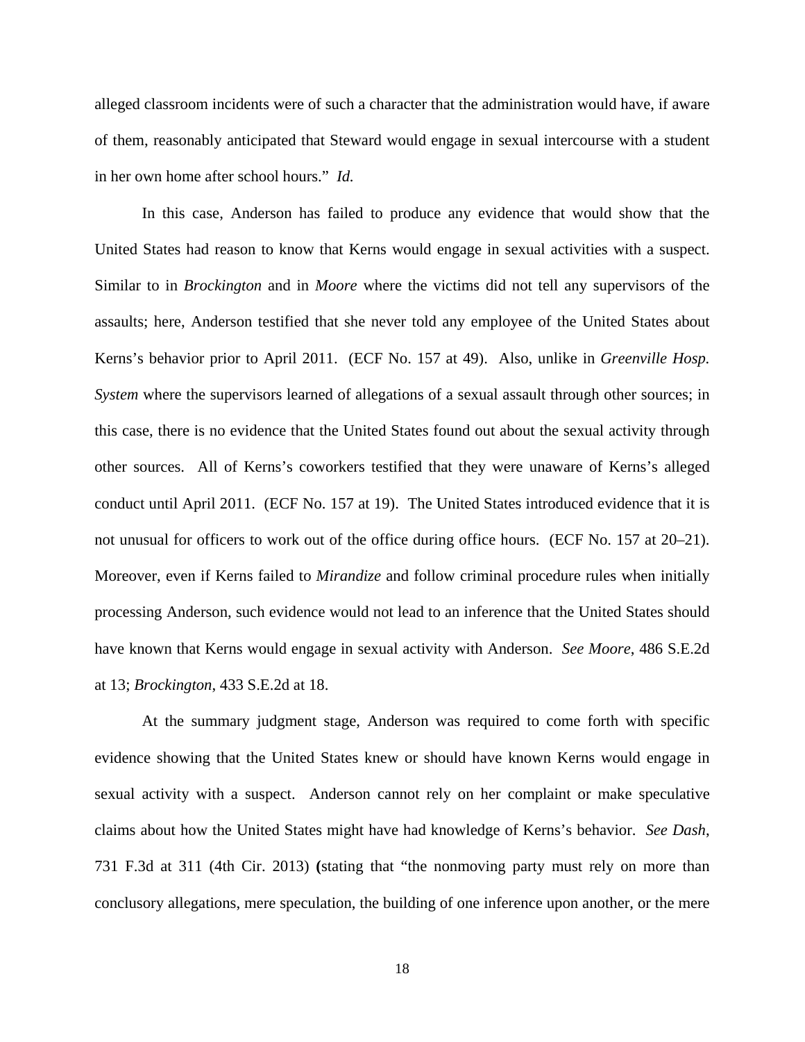alleged classroom incidents were of such a character that the administration would have, if aware of them, reasonably anticipated that Steward would engage in sexual intercourse with a student in her own home after school hours." *Id.*

In this case, Anderson has failed to produce any evidence that would show that the United States had reason to know that Kerns would engage in sexual activities with a suspect. Similar to in *Brockington* and in *Moore* where the victims did not tell any supervisors of the assaults; here, Anderson testified that she never told any employee of the United States about Kerns's behavior prior to April 2011. (ECF No. 157 at 49). Also, unlike in *Greenville Hosp. System* where the supervisors learned of allegations of a sexual assault through other sources; in this case, there is no evidence that the United States found out about the sexual activity through other sources. All of Kerns's coworkers testified that they were unaware of Kerns's alleged conduct until April 2011. (ECF No. 157 at 19). The United States introduced evidence that it is not unusual for officers to work out of the office during office hours. (ECF No. 157 at 20–21). Moreover, even if Kerns failed to *Mirandize* and follow criminal procedure rules when initially processing Anderson, such evidence would not lead to an inference that the United States should have known that Kerns would engage in sexual activity with Anderson. *See Moore*, 486 S.E.2d at 13; *Brockington*, 433 S.E.2d at 18.

At the summary judgment stage, Anderson was required to come forth with specific evidence showing that the United States knew or should have known Kerns would engage in sexual activity with a suspect. Anderson cannot rely on her complaint or make speculative claims about how the United States might have had knowledge of Kerns's behavior. *See Dash*, 731 F.3d at 311 (4th Cir. 2013) **(**stating that "the nonmoving party must rely on more than conclusory allegations, mere speculation, the building of one inference upon another, or the mere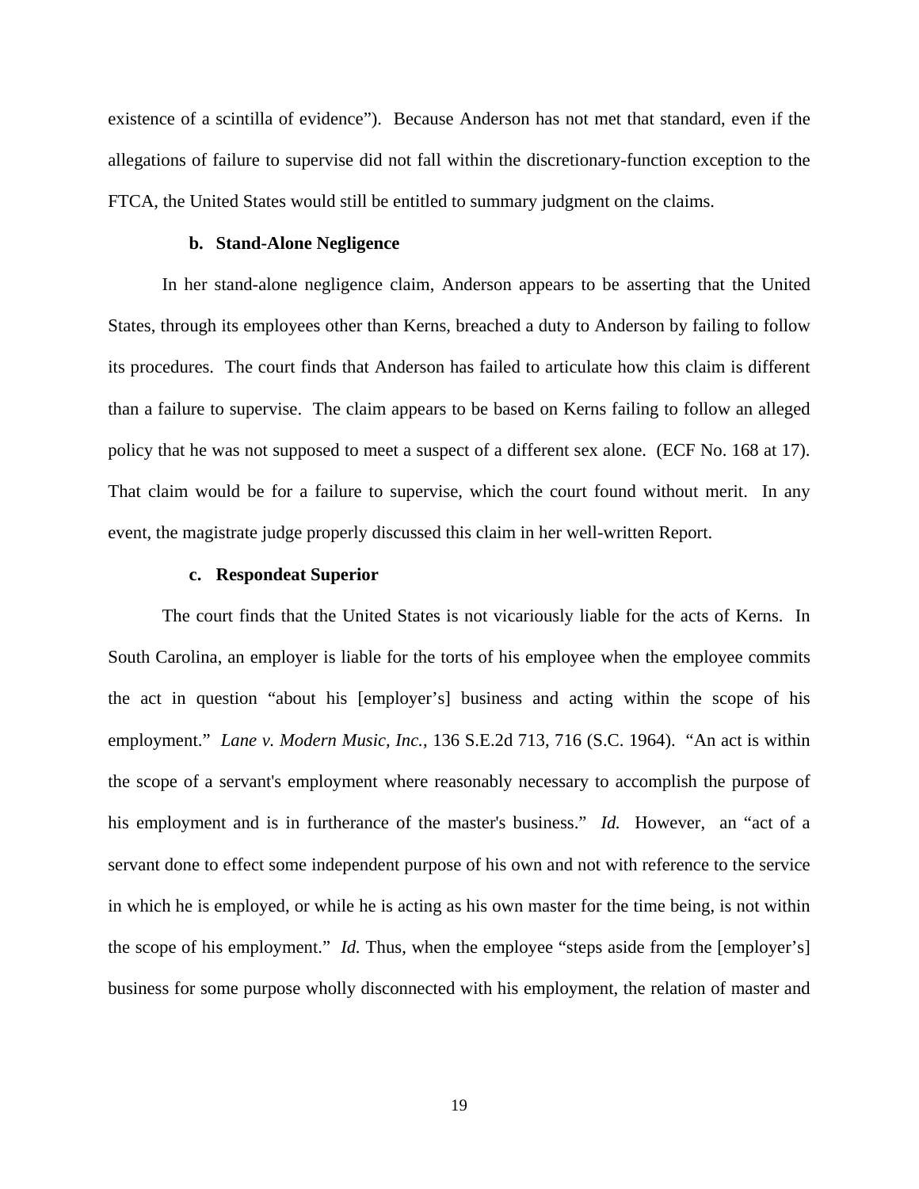existence of a scintilla of evidence"). Because Anderson has not met that standard, even if the allegations of failure to supervise did not fall within the discretionary-function exception to the FTCA, the United States would still be entitled to summary judgment on the claims.

#### b. Stand-Alone Negligence

In her stand-alone negligence claim, Anderson appears to be asserting that the United States, through its employees other than Kerns, breached a duty to Anderson by failing to follow its procedures. The court finds that Anderson has failed to articulate how this claim is different than a failure to supervise. The claim appears to be based on Kerns failing to follow an alleged policy that he was not supposed to meet a suspect of a different sex alone. (ECF No. 168 at 17). That claim would be for a failure to supervise, which the court found without merit. In any event, the magistrate judge properly discussed this claim in her well-written Report.

#### c. Respondeat Superior

The court finds that the United States is not vicariously liable for the acts of Kerns. In South Carolina, an employer is liable for the torts of his employee when the employee commits the act in question "about his [employer's] business and acting within the scope of his employment." *Lane v. Modern Music, Inc.*, 136 S.E.2d 713, 716 (S.C. 1964). "An act is within the scope of a servant's employment where reasonably necessary to accomplish the purpose of his employment and is in furtherance of the master's business." *Id.* However, an "act of a servant done to effect some independent purpose of his own and not with reference to the service in which he is employed, or while he is acting as his own master for the time being, is not within the scope of his employment." *Id.* Thus, when the employee "steps aside from the [employer's] business for some purpose wholly disconnected with his employment, the relation of master and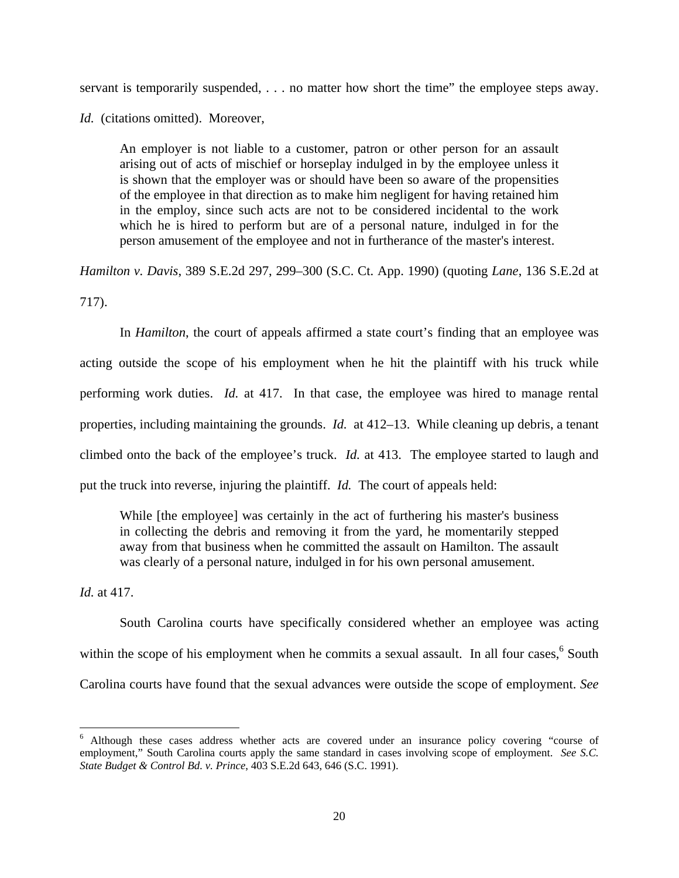servant is temporarily suspended, . . . no matter how short the time" the employee steps away. *Id.* (citations omitted). Moreover,

> An employer is not liable to a customer, patron or other person for an assault arising out of acts of mischief or horseplay indulged in by the employee unless it is shown that the employer was or should have been so aware of the propensities of the employee in that direction as to make him negligent for having retained him in the employ, since such acts are not to be considered incidental to the work which he is hired to perform but are of a personal nature, indulged in for the person amusement of the employee and not in furtherance of the master's interest.

*Hamilton v. Davis*, 389 S.E.2d 297, 299–300 (S.C. Ct. App. 1990) (quoting *Lane*, 136 S.E.2d at 717).

In *Hamilton*, the court of appeals affirmed a state court's finding that an employee was acting outside the scope of his employment when he hit the plaintiff with his truck while performing work duties. *Id.* at 417. In that case, the employee was hired to manage rental properties, including maintaining the grounds. *Id.* at 412–13. While cleaning up debris, a tenant climbed onto the back of the employee's truck. *Id.* at 413. The employee started to laugh and put the truck into reverse, injuring the plaintiff. *Id.* The court of appeals held:

> While [the employee] was certainly in the act of furthering his master's business in collecting the debris and removing it from the yard, he momentarily stepped away from that business when he committed the assault on Hamilton. The assault was clearly of a personal nature, indulged in for his own personal amusement.

*Id.* at 417.

South Carolina courts have specifically considered whether an employee was acting within the scope of his employment when he commits a sexual assault. In all four cases,[6] South Carolina courts have found that the sexual advances were outside the scope of employment. *See*

---

[6] Although these cases address whether acts are covered under an insurance policy covering "course of employment," South Carolina courts apply the same standard in cases involving scope of employment. *See S.C. State Budget & Control Bd. v. Prince*, 403 S.E.2d 643, 646 (S.C. 1991).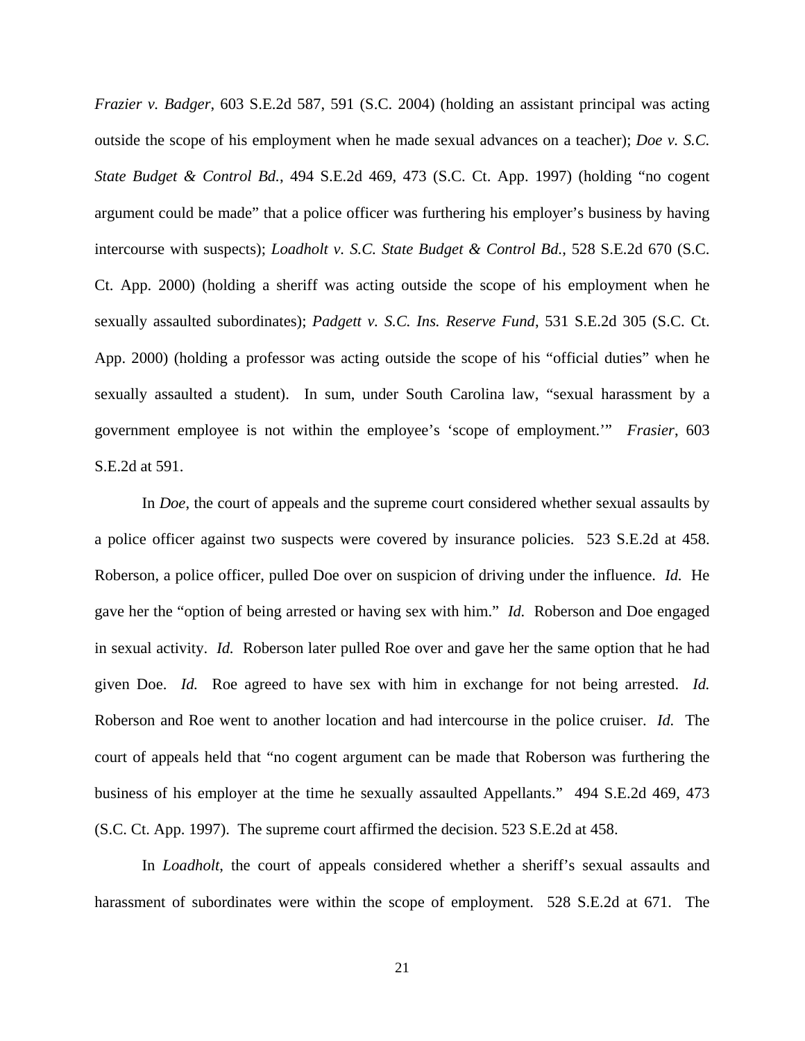*Frazier v. Badger*, 603 S.E.2d 587, 591 (S.C. 2004) (holding an assistant principal was acting outside the scope of his employment when he made sexual advances on a teacher); *Doe v. S.C. State Budget & Control Bd.*, 494 S.E.2d 469, 473 (S.C. Ct. App. 1997) (holding "no cogent argument could be made" that a police officer was furthering his employer's business by having intercourse with suspects); *Loadholt v. S.C. State Budget & Control Bd.*, 528 S.E.2d 670 (S.C. Ct. App. 2000) (holding a sheriff was acting outside the scope of his employment when he sexually assaulted subordinates); *Padgett v. S.C. Ins. Reserve Fund*, 531 S.E.2d 305 (S.C. Ct. App. 2000) (holding a professor was acting outside the scope of his "official duties" when he sexually assaulted a student). In sum, under South Carolina law, "sexual harassment by a government employee is not within the employee's 'scope of employment.'" *Frasier*, 603 S.E.2d at 591.

In *Doe*, the court of appeals and the supreme court considered whether sexual assaults by a police officer against two suspects were covered by insurance policies. 523 S.E.2d at 458. Roberson, a police officer, pulled Doe over on suspicion of driving under the influence. *Id.* He gave her the "option of being arrested or having sex with him." *Id.* Roberson and Doe engaged in sexual activity. *Id.* Roberson later pulled Roe over and gave her the same option that he had given Doe. *Id.* Roe agreed to have sex with him in exchange for not being arrested. *Id.* Roberson and Roe went to another location and had intercourse in the police cruiser. *Id.* The court of appeals held that "no cogent argument can be made that Roberson was furthering the business of his employer at the time he sexually assaulted Appellants." 494 S.E.2d 469, 473 (S.C. Ct. App. 1997). The supreme court affirmed the decision. 523 S.E.2d at 458.

In *Loadholt*, the court of appeals considered whether a sheriff's sexual assaults and harassment of subordinates were within the scope of employment. 528 S.E.2d at 671. The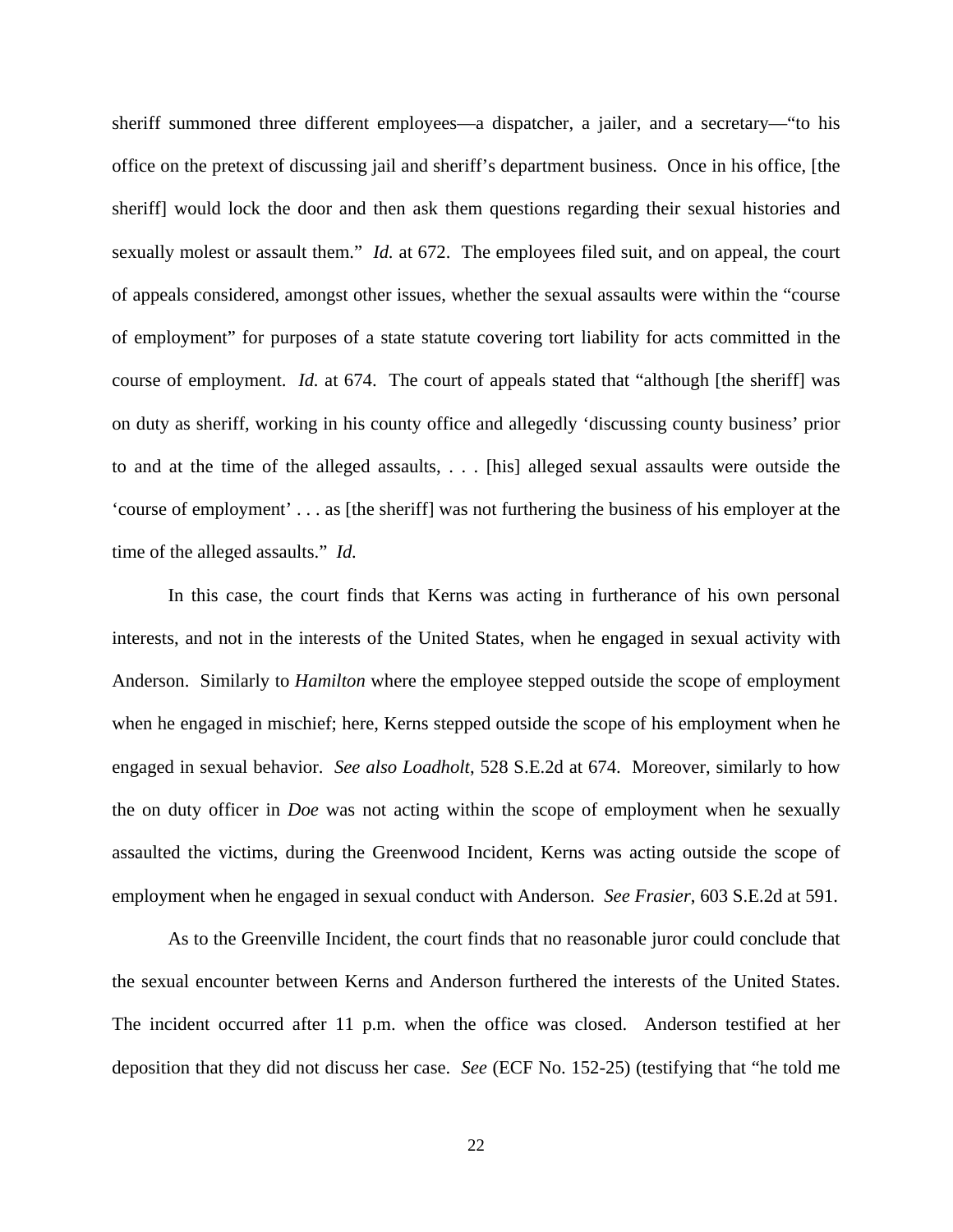sheriff summoned three different employees—a dispatcher, a jailer, and a secretary—"to his office on the pretext of discussing jail and sheriff's department business. Once in his office, [the sheriff] would lock the door and then ask them questions regarding their sexual histories and sexually molest or assault them." *Id.* at 672. The employees filed suit, and on appeal, the court of appeals considered, amongst other issues, whether the sexual assaults were within the "course of employment" for purposes of a state statute covering tort liability for acts committed in the course of employment. *Id.* at 674. The court of appeals stated that "although [the sheriff] was on duty as sheriff, working in his county office and allegedly 'discussing county business' prior to and at the time of the alleged assaults, . . . [his] alleged sexual assaults were outside the 'course of employment' . . . as [the sheriff] was not furthering the business of his employer at the time of the alleged assaults." *Id.*

In this case, the court finds that Kerns was acting in furtherance of his own personal interests, and not in the interests of the United States, when he engaged in sexual activity with Anderson. Similarly to *Hamilton* where the employee stepped outside the scope of employment when he engaged in mischief; here, Kerns stepped outside the scope of his employment when he engaged in sexual behavior. *See also Loadholt*, 528 S.E.2d at 674. Moreover, similarly to how the on duty officer in *Doe* was not acting within the scope of employment when he sexually assaulted the victims, during the Greenwood Incident, Kerns was acting outside the scope of employment when he engaged in sexual conduct with Anderson. *See Frasier*, 603 S.E.2d at 591.

As to the Greenville Incident, the court finds that no reasonable juror could conclude that the sexual encounter between Kerns and Anderson furthered the interests of the United States. The incident occurred after 11 p.m. when the office was closed. Anderson testified at her deposition that they did not discuss her case. *See* (ECF No. 152-25) (testifying that "he told me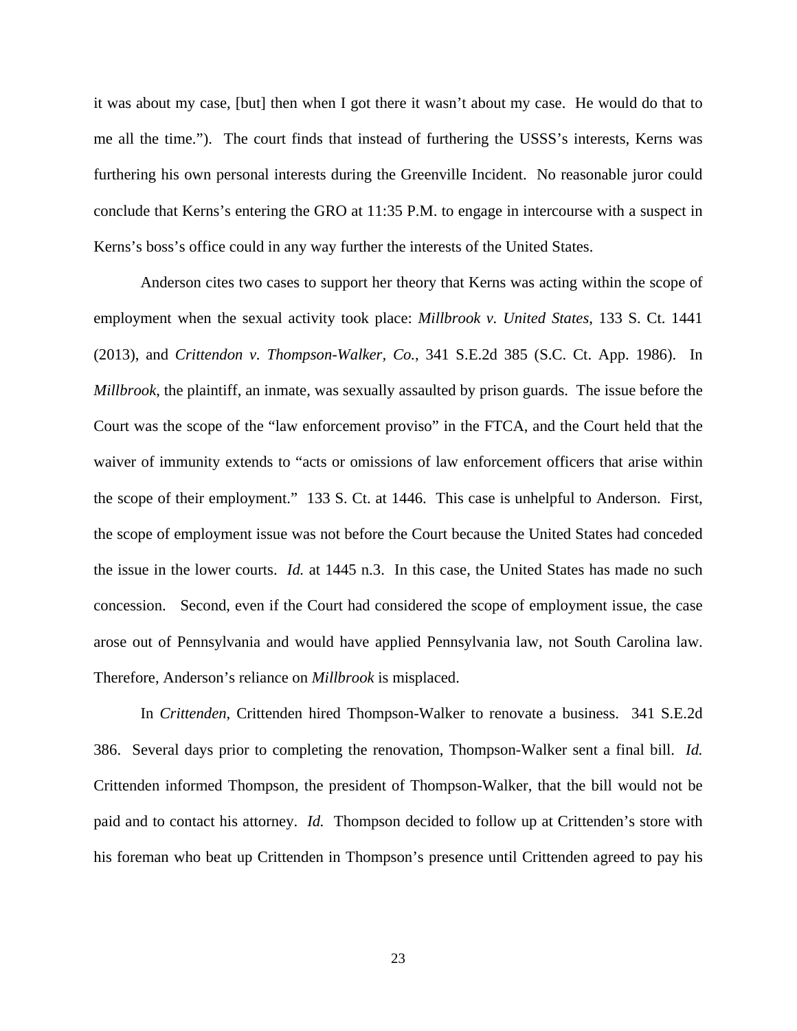it was about my case, [but] then when I got there it wasn't about my case. He would do that to me all the time."). The court finds that instead of furthering the USSS's interests, Kerns was furthering his own personal interests during the Greenville Incident. No reasonable juror could conclude that Kerns's entering the GRO at 11:35 P.M. to engage in intercourse with a suspect in Kerns's boss's office could in any way further the interests of the United States.

Anderson cites two cases to support her theory that Kerns was acting within the scope of employment when the sexual activity took place: *Millbrook v. United States*, 133 S. Ct. 1441 (2013), and *Crittendon v. Thompson-Walker, Co.*, 341 S.E.2d 385 (S.C. Ct. App. 1986). In *Millbrook*, the plaintiff, an inmate, was sexually assaulted by prison guards. The issue before the Court was the scope of the "law enforcement proviso" in the FTCA, and the Court held that the waiver of immunity extends to "acts or omissions of law enforcement officers that arise within the scope of their employment." 133 S. Ct. at 1446. This case is unhelpful to Anderson. First, the scope of employment issue was not before the Court because the United States had conceded the issue in the lower courts. *Id.* at 1445 n.3. In this case, the United States has made no such concession. Second, even if the Court had considered the scope of employment issue, the case arose out of Pennsylvania and would have applied Pennsylvania law, not South Carolina law. Therefore, Anderson's reliance on *Millbrook* is misplaced.

In *Crittenden*, Crittenden hired Thompson-Walker to renovate a business. 341 S.E.2d 386. Several days prior to completing the renovation, Thompson-Walker sent a final bill. *Id.* Crittenden informed Thompson, the president of Thompson-Walker, that the bill would not be paid and to contact his attorney. *Id.* Thompson decided to follow up at Crittenden's store with his foreman who beat up Crittenden in Thompson's presence until Crittenden agreed to pay his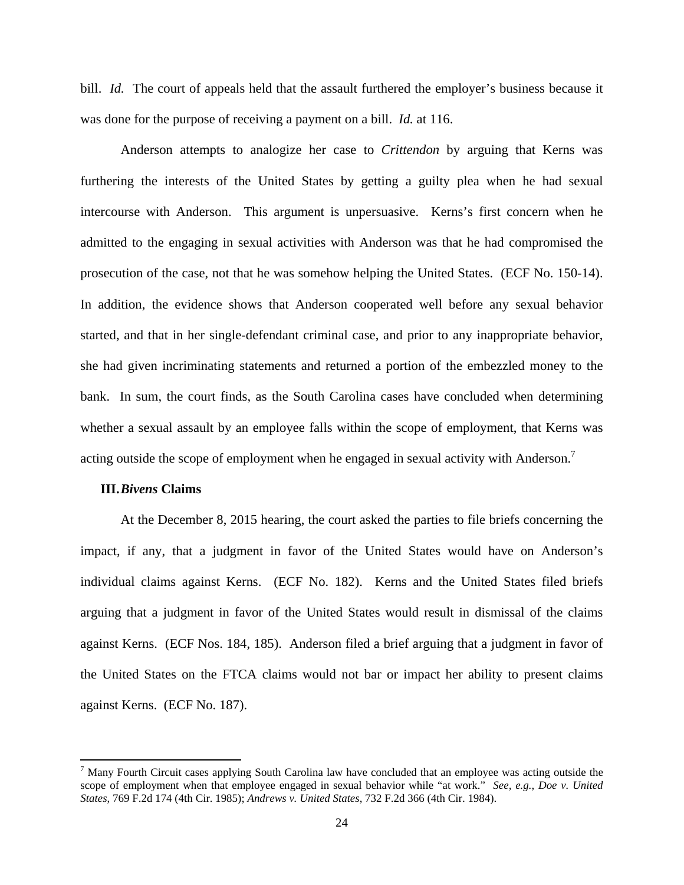bill. *Id.* The court of appeals held that the assault furthered the employer's business because it was done for the purpose of receiving a payment on a bill. *Id.* at 116.

Anderson attempts to analogize her case to *Crittendon* by arguing that Kerns was furthering the interests of the United States by getting a guilty plea when he had sexual intercourse with Anderson. This argument is unpersuasive. Kerns's first concern when he admitted to the engaging in sexual activities with Anderson was that he had compromised the prosecution of the case, not that he was somehow helping the United States. (ECF No. 150-14). In addition, the evidence shows that Anderson cooperated well before any sexual behavior started, and that in her single-defendant criminal case, and prior to any inappropriate behavior, she had given incriminating statements and returned a portion of the embezzled money to the bank. In sum, the court finds, as the South Carolina cases have concluded when determining whether a sexual assault by an employee falls within the scope of employment, that Kerns was acting outside the scope of employment when he engaged in sexual activity with Anderson.[7]

### III. *Bivens* Claims

At the December 8, 2015 hearing, the court asked the parties to file briefs concerning the impact, if any, that a judgment in favor of the United States would have on Anderson's individual claims against Kerns. (ECF No. 182). Kerns and the United States filed briefs arguing that a judgment in favor of the United States would result in dismissal of the claims against Kerns. (ECF Nos. 184, 185). Anderson filed a brief arguing that a judgment in favor of the United States on the FTCA claims would not bar or impact her ability to present claims against Kerns. (ECF No. 187).

---

[7] Many Fourth Circuit cases applying South Carolina law have concluded that an employee was acting outside the scope of employment when that employee engaged in sexual behavior while "at work." *See, e.g.*, *Doe v. United States*, 769 F.2d 174 (4th Cir. 1985); *Andrews v. United States*, 732 F.2d 366 (4th Cir. 1984).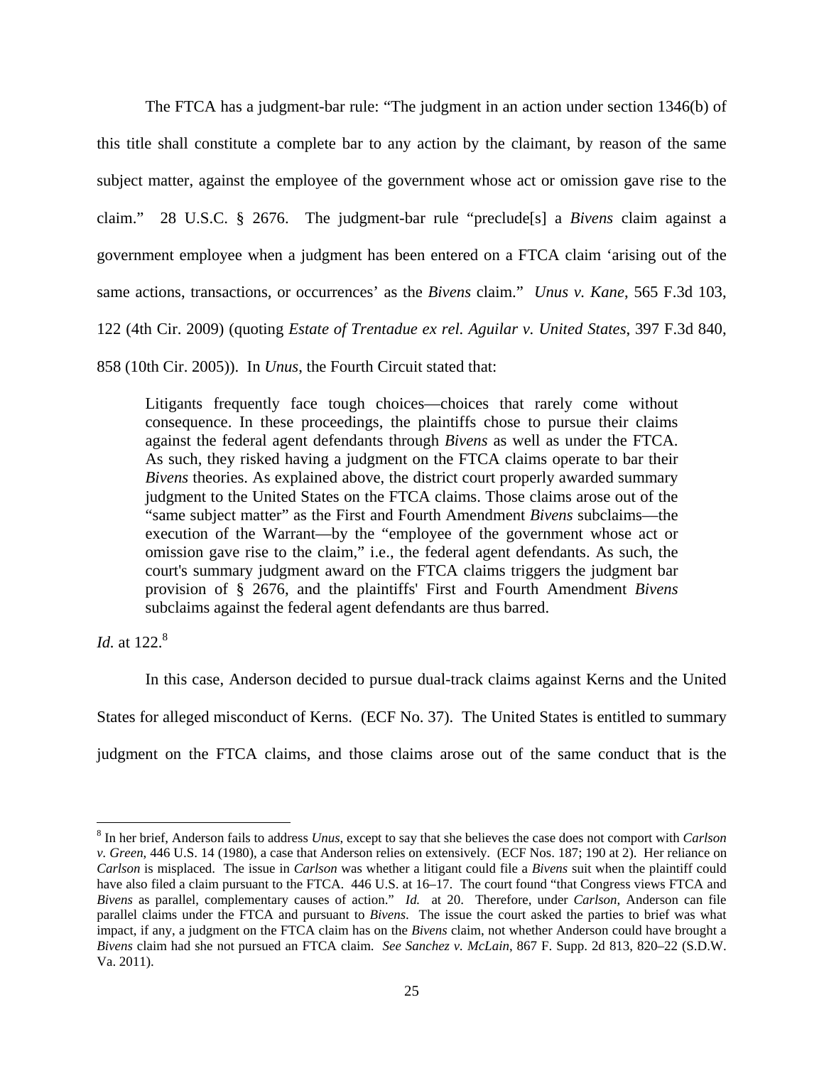The FTCA has a judgment-bar rule: "The judgment in an action under section 1346(b) of this title shall constitute a complete bar to any action by the claimant, by reason of the same subject matter, against the employee of the government whose act or omission gave rise to the claim." 28 U.S.C. § 2676. The judgment-bar rule "preclude[s] a *Bivens* claim against a government employee when a judgment has been entered on a FTCA claim 'arising out of the same actions, transactions, or occurrences' as the *Bivens* claim." *Unus v. Kane*, 565 F.3d 103, 122 (4th Cir. 2009) (quoting *Estate of Trentadue ex rel. Aguilar v. United States*, 397 F.3d 840, 858 (10th Cir. 2005)). In *Unus*, the Fourth Circuit stated that:

> Litigants frequently face tough choices—choices that rarely come without consequence. In these proceedings, the plaintiffs chose to pursue their claims against the federal agent defendants through *Bivens* as well as under the FTCA. As such, they risked having a judgment on the FTCA claims operate to bar their *Bivens* theories. As explained above, the district court properly awarded summary judgment to the United States on the FTCA claims. Those claims arose out of the "same subject matter" as the First and Fourth Amendment *Bivens* subclaims—the execution of the Warrant—by the "employee of the government whose act or omission gave rise to the claim," i.e., the federal agent defendants. As such, the court's summary judgment award on the FTCA claims triggers the judgment bar provision of § 2676, and the plaintiffs' First and Fourth Amendment *Bivens* subclaims against the federal agent defendants are thus barred.

*Id.* at 122.[8]

In this case, Anderson decided to pursue dual-track claims against Kerns and the United States for alleged misconduct of Kerns. (ECF No. 37). The United States is entitled to summary judgment on the FTCA claims, and those claims arose out of the same conduct that is the

---

[8] In her brief, Anderson fails to address *Unus*, except to say that she believes the case does not comport with *Carlson v. Green*, 446 U.S. 14 (1980), a case that Anderson relies on extensively. (ECF Nos. 187; 190 at 2). Her reliance on *Carlson* is misplaced. The issue in *Carlson* was whether a litigant could file a *Bivens* suit when the plaintiff could have also filed a claim pursuant to the FTCA. 446 U.S. at 16–17. The court found "that Congress views FTCA and *Bivens* as parallel, complementary causes of action." *Id.* at 20. Therefore, under *Carlson*, Anderson can file parallel claims under the FTCA and pursuant to *Bivens*. The issue the court asked the parties to brief was what impact, if any, a judgment on the FTCA claim has on the *Bivens* claim, not whether Anderson could have brought a *Bivens* claim had she not pursued an FTCA claim. *See Sanchez v. McLain*, 867 F. Supp. 2d 813, 820–22 (S.D.W. Va. 2011).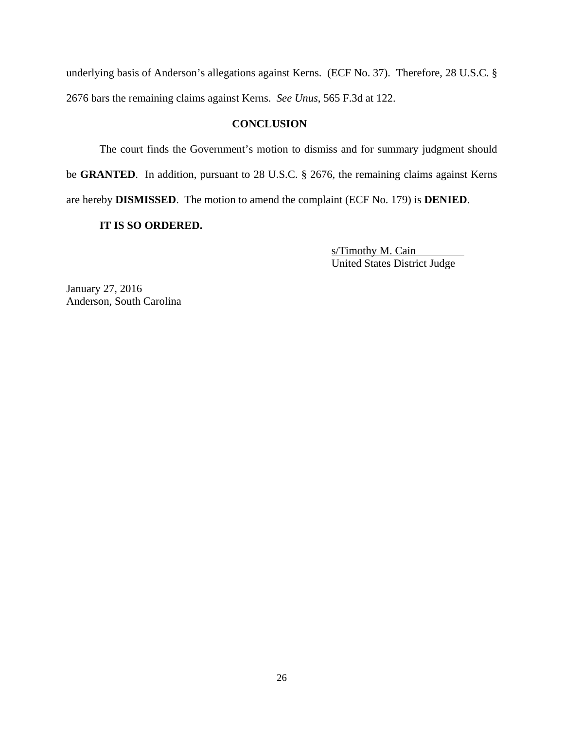underlying basis of Anderson's allegations against Kerns. (ECF No. 37). Therefore, 28 U.S.C. § 2676 bars the remaining claims against Kerns. *See Unus*, 565 F.3d at 122.

## CONCLUSION

The court finds the Government's motion to dismiss and for summary judgment should be **GRANTED**. In addition, pursuant to 28 U.S.C. § 2676, the remaining claims against Kerns are hereby **DISMISSED**. The motion to amend the complaint (ECF No. 179) is **DENIED**.

**IT IS SO ORDERED.**

s/Timothy M. Cain
United States District Judge

January 27, 2016
Anderson, South Carolina